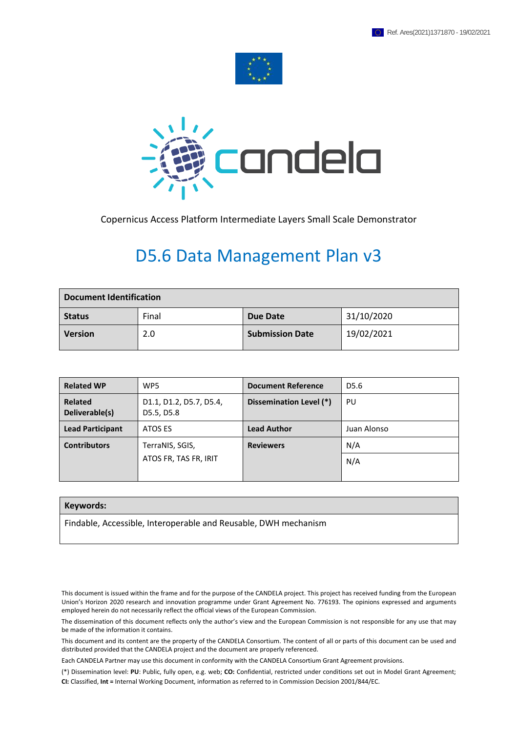Ref. Ares(2021)1371870 - 19/02/2021

candela

Copernicus Access Platform Intermediate Layers Small Scale Demonstrator

# D5.6 Data Management Plan v3

| Document Identification | | | |
|---|---|---|---|
| **Status** | Final | **Due Date** | 31/10/2020 |
| **Version** | 2.0 | **Submission Date** | 19/02/2021 |

| | | | |
|---|---|---|---|
| **Related WP** | WP5 | **Document Reference** | D5.6 |
| **Related Deliverable(s)** | D1.1, D1.2, D5.7, D5.4, D5.5, D5.8 | **Dissemination Level (*)** | PU |
| **Lead Participant** | ATOS ES | **Lead Author** | Juan Alonso |
| **Contributors** | TerraNIS, SGIS, ATOS FR, TAS FR, IRIT | **Reviewers** | N/A |
| | | | N/A |

| **Keywords:** |
|---|
| Findable, Accessible, Interoperable and Reusable, DWH mechanism |

This document is issued within the frame and for the purpose of the CANDELA project. This project has received funding from the European Union's Horizon 2020 research and innovation programme under Grant Agreement No. 776193. The opinions expressed and arguments employed herein do not necessarily reflect the official views of the European Commission.

The dissemination of this document reflects only the author's view and the European Commission is not responsible for any use that may be made of the information it contains.

This document and its content are the property of the CANDELA Consortium. The content of all or parts of this document can be used and distributed provided that the CANDELA project and the document are properly referenced.

Each CANDELA Partner may use this document in conformity with the CANDELA Consortium Grant Agreement provisions.

(*) Dissemination level: **PU**: Public, fully open, e.g. web; **CO:** Confidential, restricted under conditions set out in Model Grant Agreement; **CI:** Classified, **Int =** Internal Working Document, information as referred to in Commission Decision 2001/844/EC.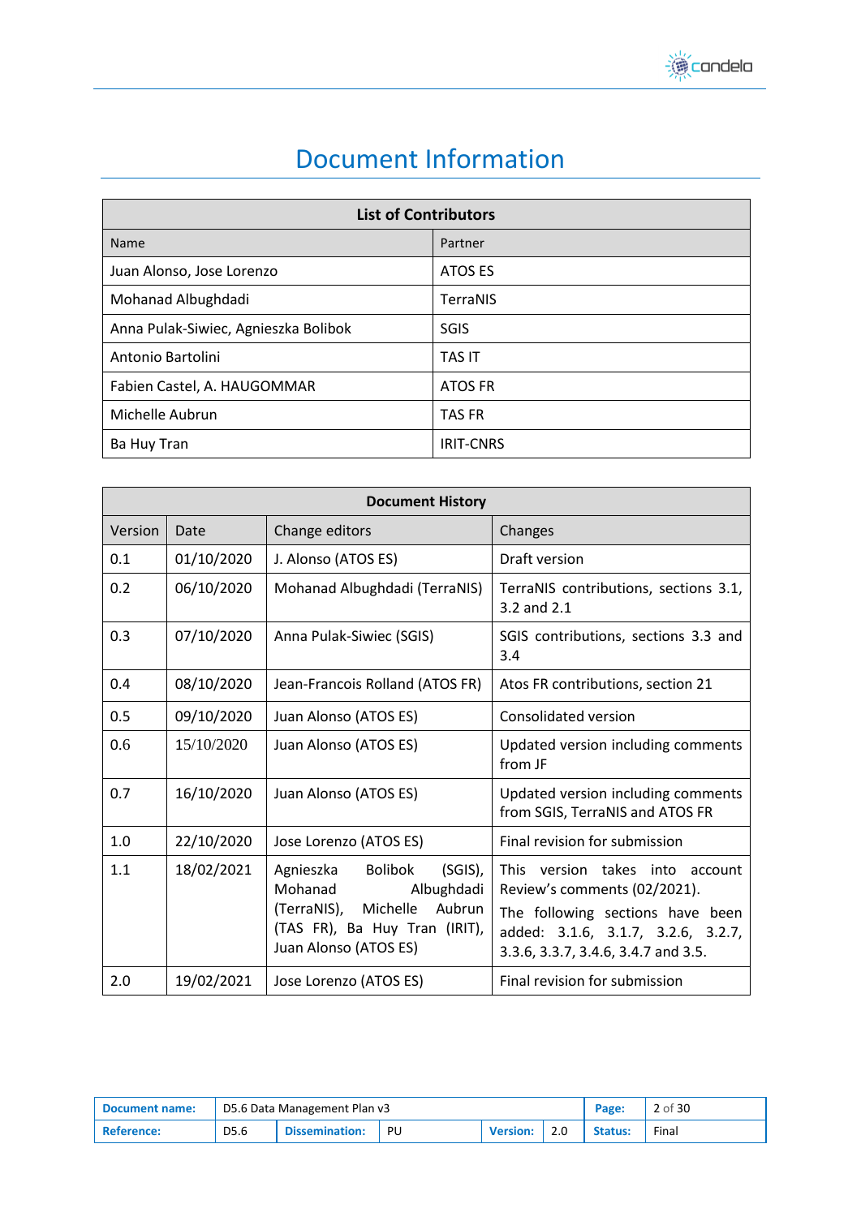# Document Information

| List of Contributors | |
|---|---|
| Name | Partner |
| Juan Alonso, Jose Lorenzo | ATOS ES |
| Mohanad Albughdadi | TerraNIS |
| Anna Pulak-Siwiec, Agnieszka Bolibok | SGIS |
| Antonio Bartolini | TAS IT |
| Fabien Castel, A. HAUGOMMAR | ATOS FR |
| Michelle Aubrun | TAS FR |
| Ba Huy Tran | IRIT-CNRS |

| Document History | | | |
|---|---|---|---|
| Version | Date | Change editors | Changes |
| 0.1 | 01/10/2020 | J. Alonso (ATOS ES) | Draft version |
| 0.2 | 06/10/2020 | Mohanad Albughdadi (TerraNIS) | TerraNIS contributions, sections 3.1, 3.2 and 2.1 |
| 0.3 | 07/10/2020 | Anna Pulak-Siwiec (SGIS) | SGIS contributions, sections 3.3 and 3.4 |
| 0.4 | 08/10/2020 | Jean-Francois Rolland (ATOS FR) | Atos FR contributions, section 21 |
| 0.5 | 09/10/2020 | Juan Alonso (ATOS ES) | Consolidated version |
| 0.6 | 15/10/2020 | Juan Alonso (ATOS ES) | Updated version including comments from JF |
| 0.7 | 16/10/2020 | Juan Alonso (ATOS ES) | Updated version including comments from SGIS, TerraNIS and ATOS FR |
| 1.0 | 22/10/2020 | Jose Lorenzo (ATOS ES) | Final revision for submission |
| 1.1 | 18/02/2021 | Agnieszka Bolibok (SGIS), Mohanad Albughdadi (TerraNIS), Michelle Aubrun (TAS FR), Ba Huy Tran (IRIT), Juan Alonso (ATOS ES) | This version takes into account Review's comments (02/2021). The following sections have been added: 3.1.6, 3.1.7, 3.2.6, 3.2.7, 3.3.6, 3.3.7, 3.4.6, 3.4.7 and 3.5. |
| 2.0 | 19/02/2021 | Jose Lorenzo (ATOS ES) | Final revision for submission |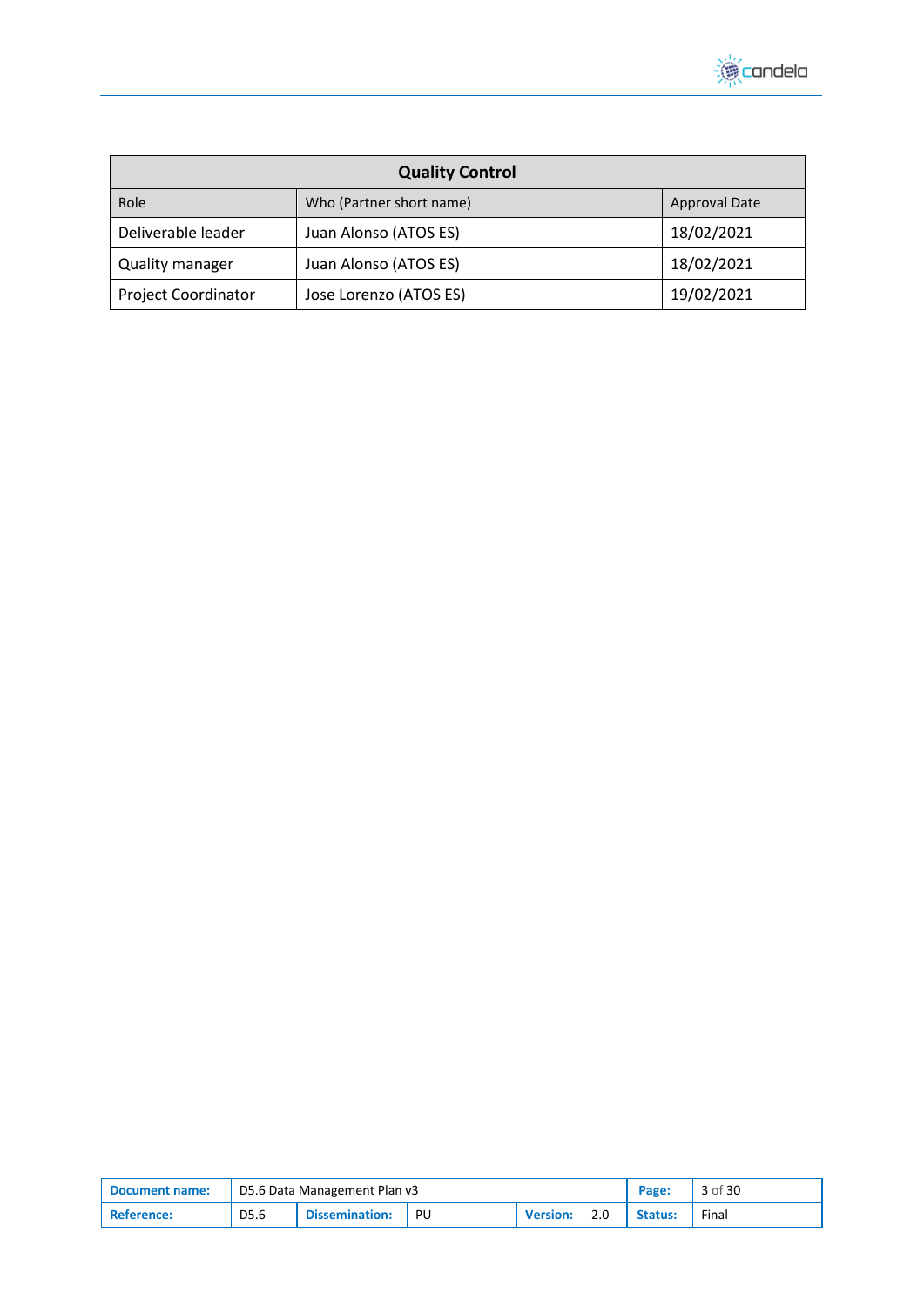| Quality Control | | |
| --- | --- | --- |
| Role | Who (Partner short name) | Approval Date |
| Deliverable leader | Juan Alonso (ATOS ES) | 18/02/2021 |
| Quality manager | Juan Alonso (ATOS ES) | 18/02/2021 |
| Project Coordinator | Jose Lorenzo (ATOS ES) | 19/02/2021 |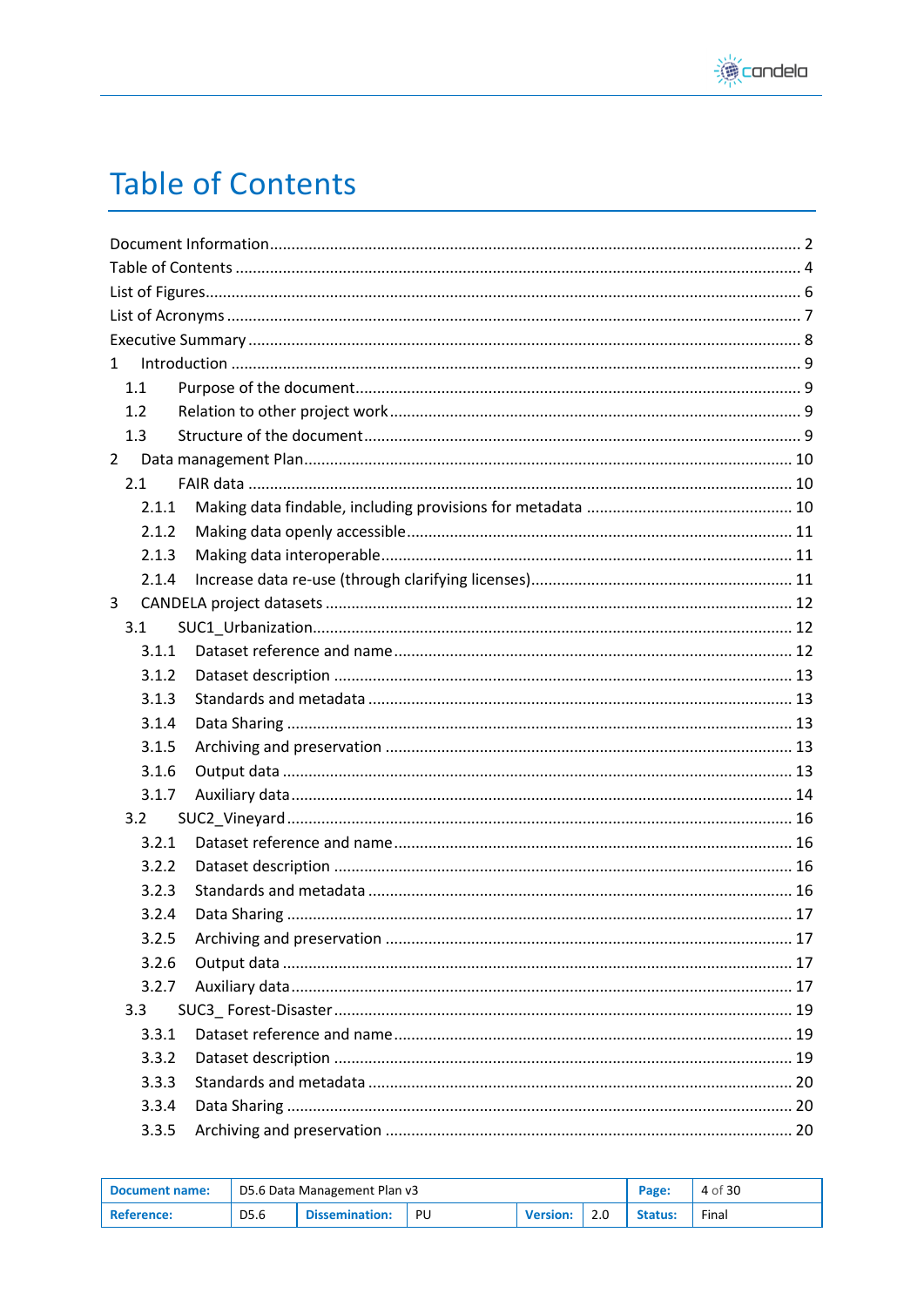# Table of Contents

Document Information ........................................................................................................................ 2
Table of Contents ................................................................................................................................ 4
List of Figures....................................................................................................................................... 6
List of Acronyms .................................................................................................................................. 7
Executive Summary ............................................................................................................................. 8
1 Introduction ..................................................................................................................................... 9
  1.1 Purpose of the document....................................................................................................... 9
  1.2 Relation to other project work ............................................................................................... 9
  1.3 Structure of the document..................................................................................................... 9
2 Data management Plan................................................................................................................ 10
  2.1 FAIR data ............................................................................................................................. 10
    2.1.1 Making data findable, including provisions for metadata ............................................... 10
    2.1.2 Making data openly accessible......................................................................................... 11
    2.1.3 Making data interoperable............................................................................................... 11
    2.1.4 Increase data re-use (through clarifying licenses)............................................................ 11
3 CANDELA project datasets ........................................................................................................... 12
  3.1 SUC1_Urbanization.............................................................................................................. 12
    3.1.1 Dataset reference and name ........................................................................................... 12
    3.1.2 Dataset description ......................................................................................................... 13
    3.1.3 Standards and metadata ................................................................................................. 13
    3.1.4 Data Sharing .................................................................................................................... 13
    3.1.5 Archiving and preservation ............................................................................................. 13
    3.1.6 Output data ..................................................................................................................... 13
    3.1.7 Auxiliary data................................................................................................................... 14
  3.2 SUC2_Vineyard .................................................................................................................... 16
    3.2.1 Dataset reference and name ........................................................................................... 16
    3.2.2 Dataset description ......................................................................................................... 16
    3.2.3 Standards and metadata ................................................................................................. 16
    3.2.4 Data Sharing .................................................................................................................... 17
    3.2.5 Archiving and preservation ............................................................................................. 17
    3.2.6 Output data ..................................................................................................................... 17
    3.2.7 Auxiliary data................................................................................................................... 17
  3.3 SUC3_ Forest-Disaster ......................................................................................................... 19
    3.3.1 Dataset reference and name ........................................................................................... 19
    3.3.2 Dataset description ......................................................................................................... 19
    3.3.3 Standards and metadata ................................................................................................. 20
    3.3.4 Data Sharing .................................................................................................................... 20
    3.3.5 Archiving and preservation ............................................................................................. 20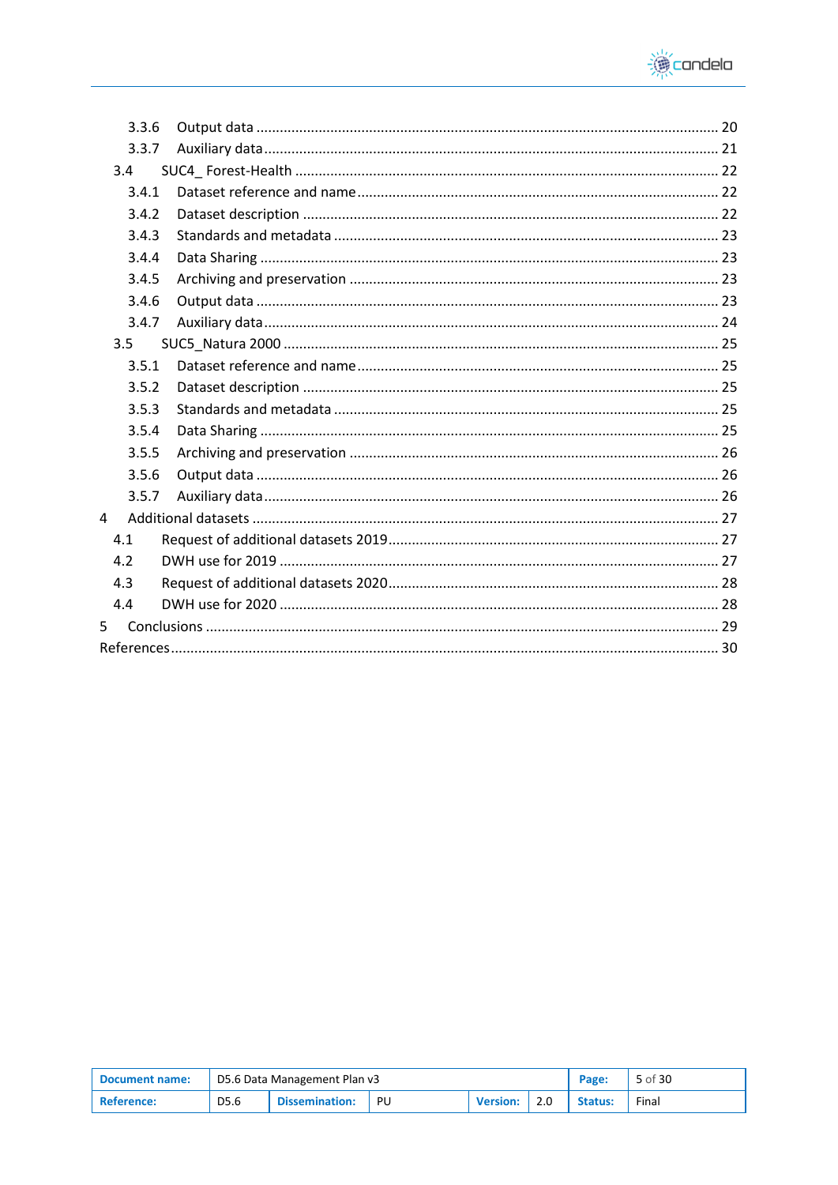3.3.6 Output data ........................................................................................................ 20

3.3.7 Auxiliary data ..................................................................................................... 21

3.4 SUC4_ Forest-Health ............................................................................................. 22

3.4.1 Dataset reference and name .............................................................................. 22

3.4.2 Dataset description ........................................................................................... 22

3.4.3 Standards and metadata ................................................................................... 23

3.4.4 Data Sharing ...................................................................................................... 23

3.4.5 Archiving and preservation ............................................................................... 23

3.4.6 Output data ........................................................................................................ 23

3.4.7 Auxiliary data ..................................................................................................... 24

3.5 SUC5_Natura 2000 ................................................................................................ 25

3.5.1 Dataset reference and name .............................................................................. 25

3.5.2 Dataset description ........................................................................................... 25

3.5.3 Standards and metadata ................................................................................... 25

3.5.4 Data Sharing ...................................................................................................... 25

3.5.5 Archiving and preservation ............................................................................... 26

3.5.6 Output data ........................................................................................................ 26

3.5.7 Auxiliary data ..................................................................................................... 26

4 Additional datasets ......................................................................................................... 27

4.1 Request of additional datasets 2019 ...................................................................... 27

4.2 DWH use for 2019 .................................................................................................. 27

4.3 Request of additional datasets 2020 ...................................................................... 28

4.4 DWH use for 2020 .................................................................................................. 28

5 Conclusions ..................................................................................................................... 29

References ........................................................................................................................... 30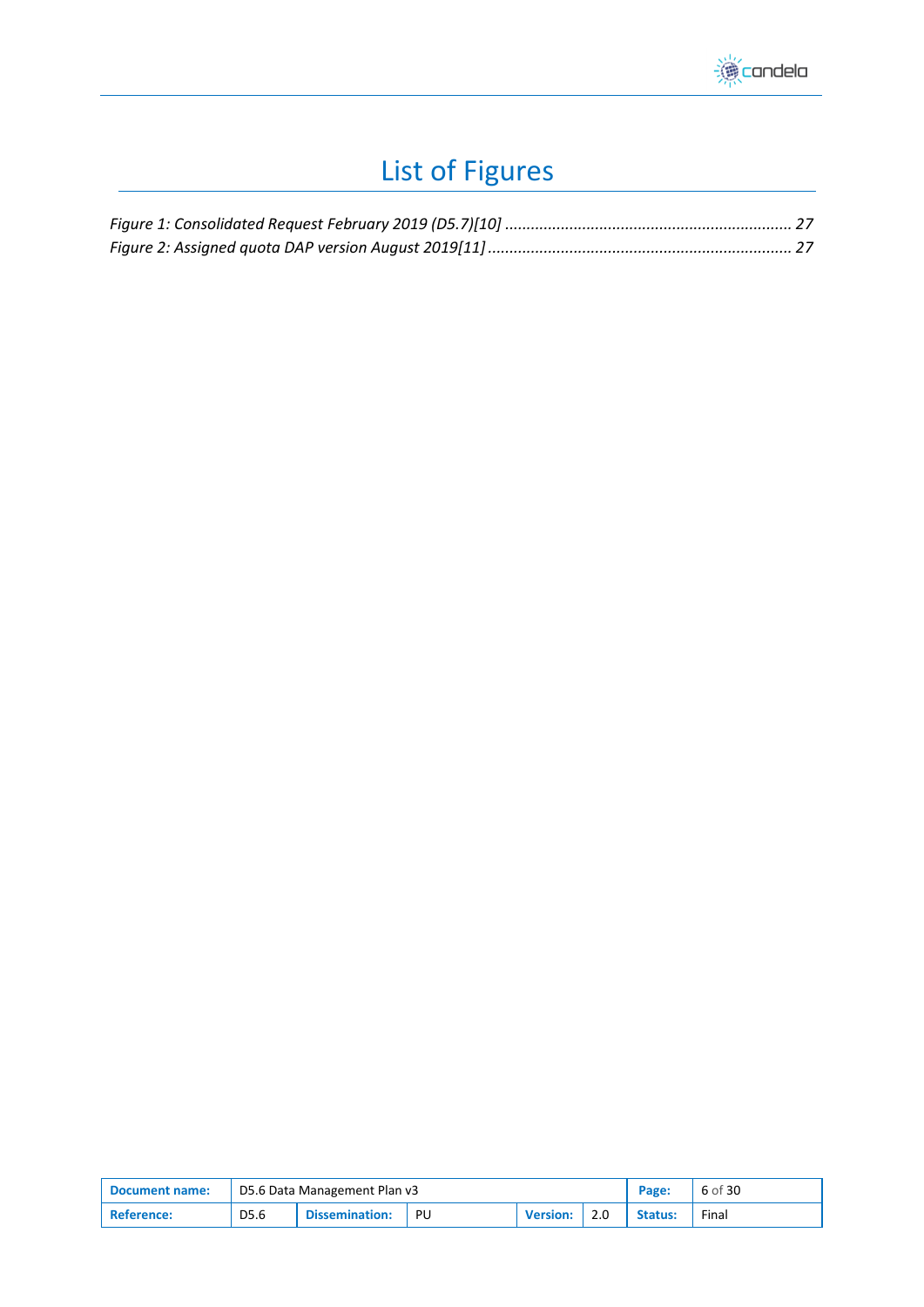# List of Figures

*Figure 1: Consolidated Request February 2019 (D5.7)[10] ........................................................................ 27*

*Figure 2: Assigned quota DAP version August 2019[11] ........................................................................ 27*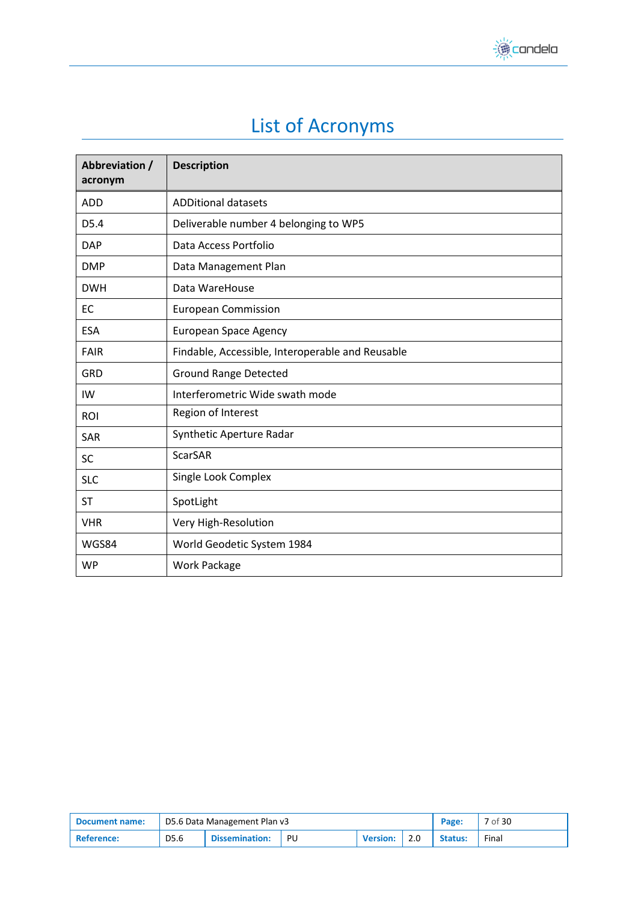# List of Acronyms

| Abbreviation / acronym | Description |
|---|---|
| ADD | ADDitional datasets |
| D5.4 | Deliverable number 4 belonging to WP5 |
| DAP | Data Access Portfolio |
| DMP | Data Management Plan |
| DWH | Data WareHouse |
| EC | European Commission |
| ESA | European Space Agency |
| FAIR | Findable, Accessible, Interoperable and Reusable |
| GRD | Ground Range Detected |
| IW | Interferometric Wide swath mode |
| ROI | Region of Interest |
| SAR | Synthetic Aperture Radar |
| SC | ScarSAR |
| SLC | Single Look Complex |
| ST | SpotLight |
| VHR | Very High-Resolution |
| WGS84 | World Geodetic System 1984 |
| WP | Work Package |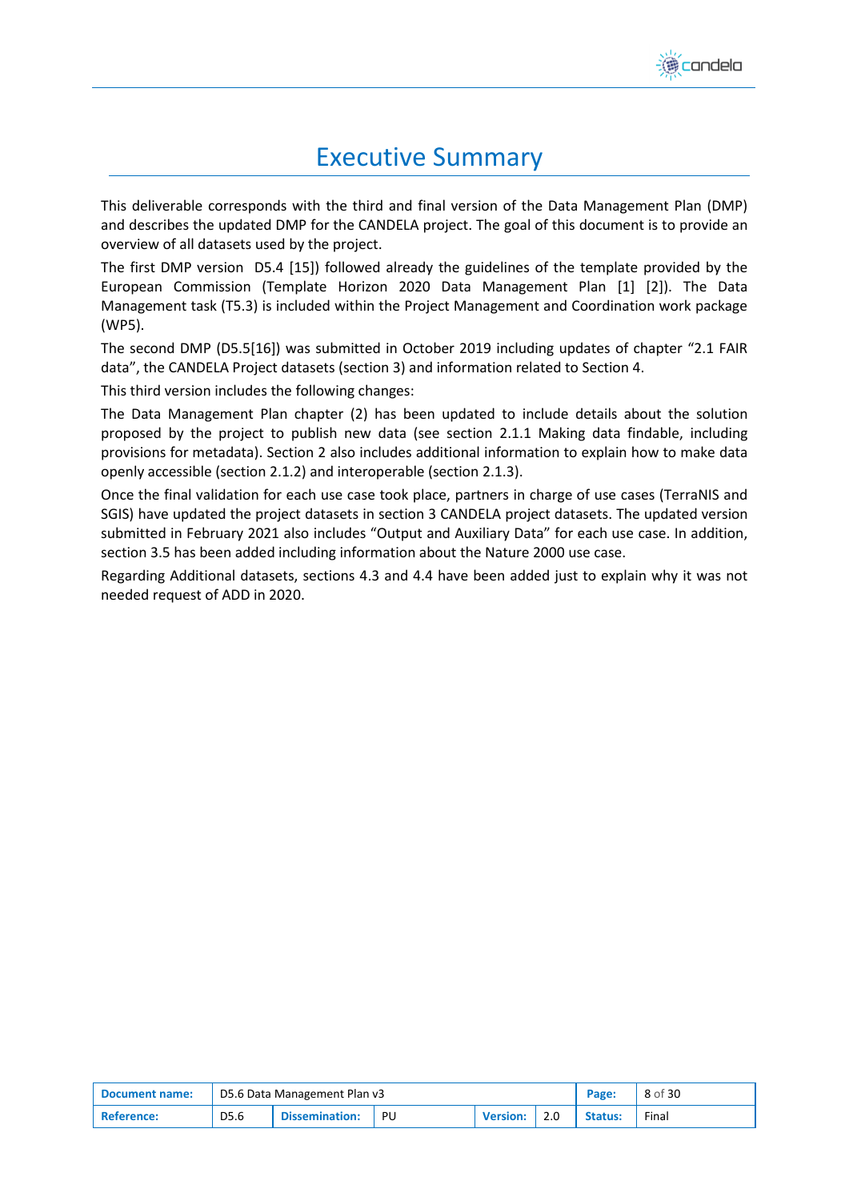# Executive Summary

This deliverable corresponds with the third and final version of the Data Management Plan (DMP) and describes the updated DMP for the CANDELA project. The goal of this document is to provide an overview of all datasets used by the project.

The first DMP version D5.4 [15]) followed already the guidelines of the template provided by the European Commission (Template Horizon 2020 Data Management Plan [1] [2]). The Data Management task (T5.3) is included within the Project Management and Coordination work package (WP5).

The second DMP (D5.5[16]) was submitted in October 2019 including updates of chapter "2.1 FAIR data", the CANDELA Project datasets (section 3) and information related to Section 4.

This third version includes the following changes:

The Data Management Plan chapter (2) has been updated to include details about the solution proposed by the project to publish new data (see section 2.1.1 Making data findable, including provisions for metadata). Section 2 also includes additional information to explain how to make data openly accessible (section 2.1.2) and interoperable (section 2.1.3).

Once the final validation for each use case took place, partners in charge of use cases (TerraNIS and SGIS) have updated the project datasets in section 3 CANDELA project datasets. The updated version submitted in February 2021 also includes "Output and Auxiliary Data" for each use case. In addition, section 3.5 has been added including information about the Nature 2000 use case.

Regarding Additional datasets, sections 4.3 and 4.4 have been added just to explain why it was not needed request of ADD in 2020.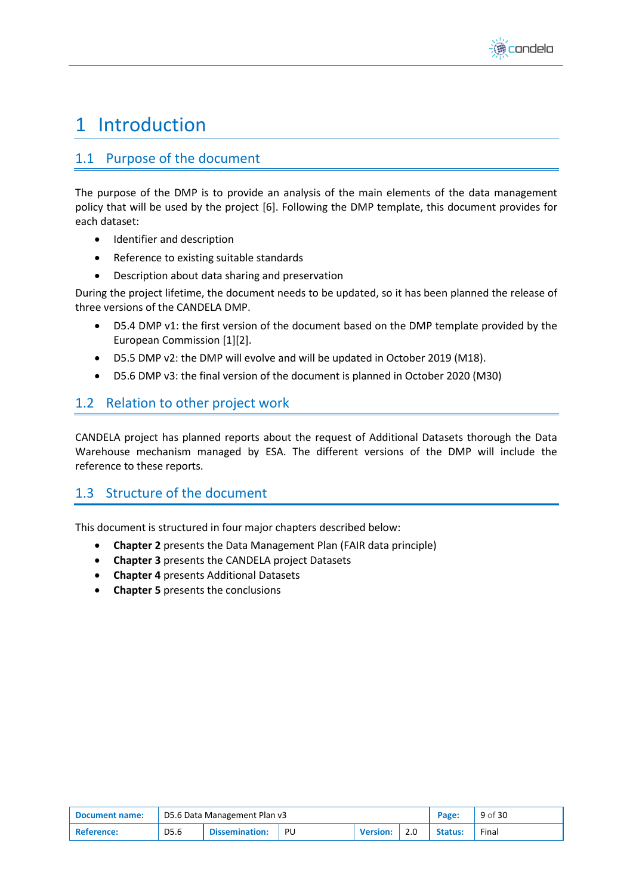# 1 Introduction

## 1.1 Purpose of the document

The purpose of the DMP is to provide an analysis of the main elements of the data management policy that will be used by the project [6]. Following the DMP template, this document provides for each dataset:

- Identifier and description
- Reference to existing suitable standards
- Description about data sharing and preservation

During the project lifetime, the document needs to be updated, so it has been planned the release of three versions of the CANDELA DMP.

- D5.4 DMP v1: the first version of the document based on the DMP template provided by the European Commission [1][2].
- D5.5 DMP v2: the DMP will evolve and will be updated in October 2019 (M18).
- D5.6 DMP v3: the final version of the document is planned in October 2020 (M30)

## 1.2 Relation to other project work

CANDELA project has planned reports about the request of Additional Datasets thorough the Data Warehouse mechanism managed by ESA. The different versions of the DMP will include the reference to these reports.

## 1.3 Structure of the document

This document is structured in four major chapters described below:

- **Chapter 2** presents the Data Management Plan (FAIR data principle)
- **Chapter 3** presents the CANDELA project Datasets
- **Chapter 4** presents Additional Datasets
- **Chapter 5** presents the conclusions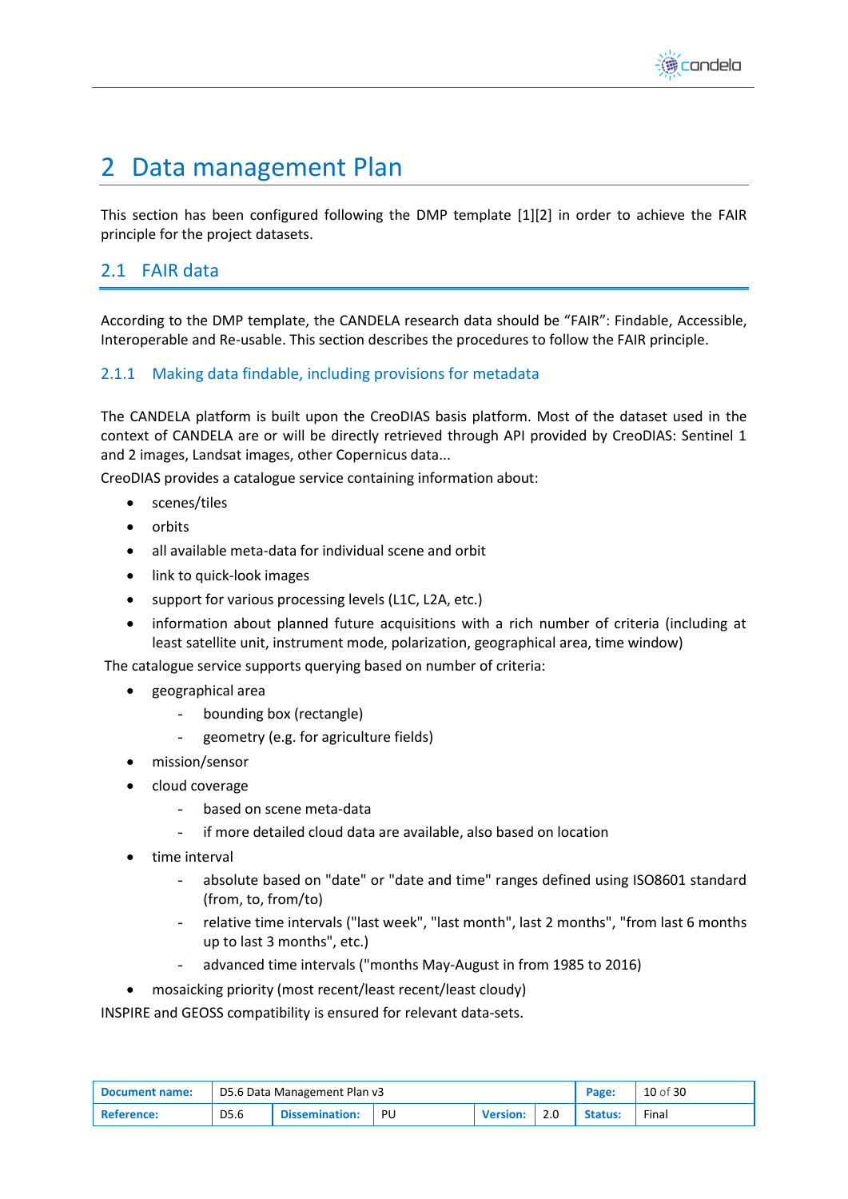# 2 Data management Plan

This section has been configured following the DMP template [1][2] in order to achieve the FAIR principle for the project datasets.

## 2.1 FAIR data

According to the DMP template, the CANDELA research data should be "FAIR": Findable, Accessible, Interoperable and Re-usable. This section describes the procedures to follow the FAIR principle.

### 2.1.1 Making data findable, including provisions for metadata

The CANDELA platform is built upon the CreoDIAS basis platform. Most of the dataset used in the context of CANDELA are or will be directly retrieved through API provided by CreoDIAS: Sentinel 1 and 2 images, Landsat images, other Copernicus data...

CreoDIAS provides a catalogue service containing information about:

- scenes/tiles
- orbits
- all available meta-data for individual scene and orbit
- link to quick-look images
- support for various processing levels (L1C, L2A, etc.)
- information about planned future acquisitions with a rich number of criteria (including at least satellite unit, instrument mode, polarization, geographical area, time window)

The catalogue service supports querying based on number of criteria:

- geographical area
  - bounding box (rectangle)
  - geometry (e.g. for agriculture fields)
- mission/sensor
- cloud coverage
  - based on scene meta-data
  - if more detailed cloud data are available, also based on location
- time interval
  - absolute based on "date" or "date and time" ranges defined using ISO8601 standard (from, to, from/to)
  - relative time intervals ("last week", "last month", last 2 months", "from last 6 months up to last 3 months", etc.)
  - advanced time intervals ("months May-August in from 1985 to 2016)
- mosaicking priority (most recent/least recent/least cloudy)

INSPIRE and GEOSS compatibility is ensured for relevant data-sets.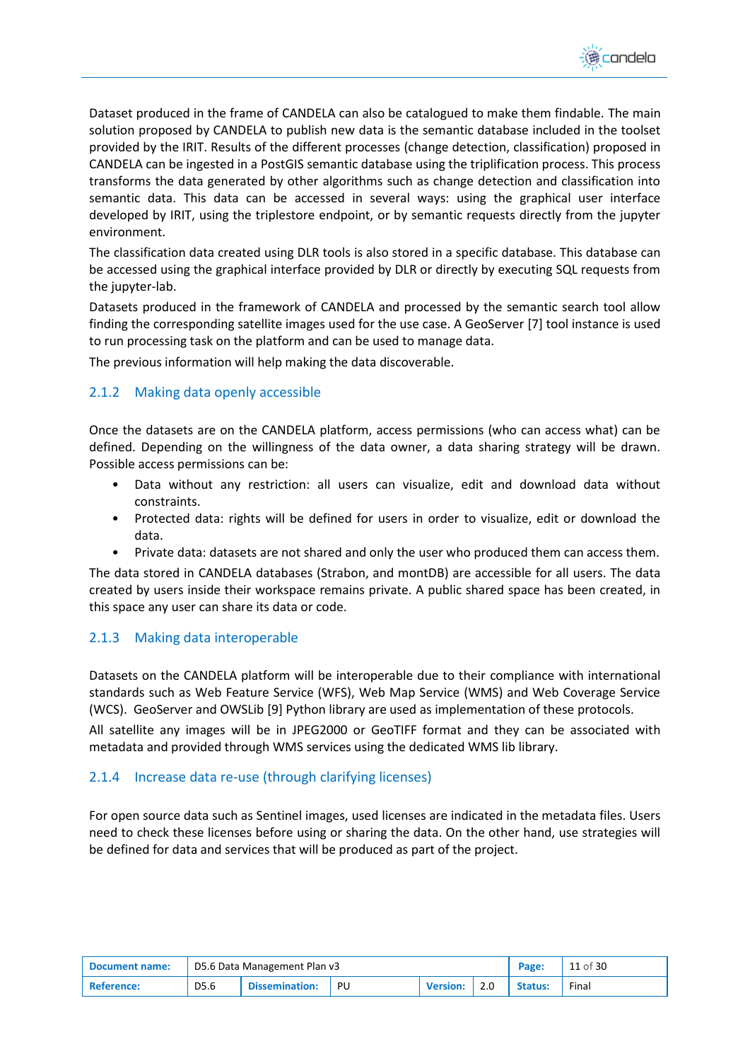Dataset produced in the frame of CANDELA can also be catalogued to make them findable. The main solution proposed by CANDELA to publish new data is the semantic database included in the toolset provided by the IRIT. Results of the different processes (change detection, classification) proposed in CANDELA can be ingested in a PostGIS semantic database using the triplification process. This process transforms the data generated by other algorithms such as change detection and classification into semantic data. This data can be accessed in several ways: using the graphical user interface developed by IRIT, using the triplestore endpoint, or by semantic requests directly from the jupyter environment.

The classification data created using DLR tools is also stored in a specific database. This database can be accessed using the graphical interface provided by DLR or directly by executing SQL requests from the jupyter-lab.

Datasets produced in the framework of CANDELA and processed by the semantic search tool allow finding the corresponding satellite images used for the use case. A GeoServer [7] tool instance is used to run processing task on the platform and can be used to manage data.

The previous information will help making the data discoverable.

### 2.1.2 Making data openly accessible

Once the datasets are on the CANDELA platform, access permissions (who can access what) can be defined. Depending on the willingness of the data owner, a data sharing strategy will be drawn. Possible access permissions can be:

- Data without any restriction: all users can visualize, edit and download data without constraints.
- Protected data: rights will be defined for users in order to visualize, edit or download the data.
- Private data: datasets are not shared and only the user who produced them can access them.

The data stored in CANDELA databases (Strabon, and montDB) are accessible for all users. The data created by users inside their workspace remains private. A public shared space has been created, in this space any user can share its data or code.

### 2.1.3 Making data interoperable

Datasets on the CANDELA platform will be interoperable due to their compliance with international standards such as Web Feature Service (WFS), Web Map Service (WMS) and Web Coverage Service (WCS). GeoServer and OWSLib [9] Python library are used as implementation of these protocols.

All satellite any images will be in JPEG2000 or GeoTIFF format and they can be associated with metadata and provided through WMS services using the dedicated WMS lib library.

### 2.1.4 Increase data re-use (through clarifying licenses)

For open source data such as Sentinel images, used licenses are indicated in the metadata files. Users need to check these licenses before using or sharing the data. On the other hand, use strategies will be defined for data and services that will be produced as part of the project.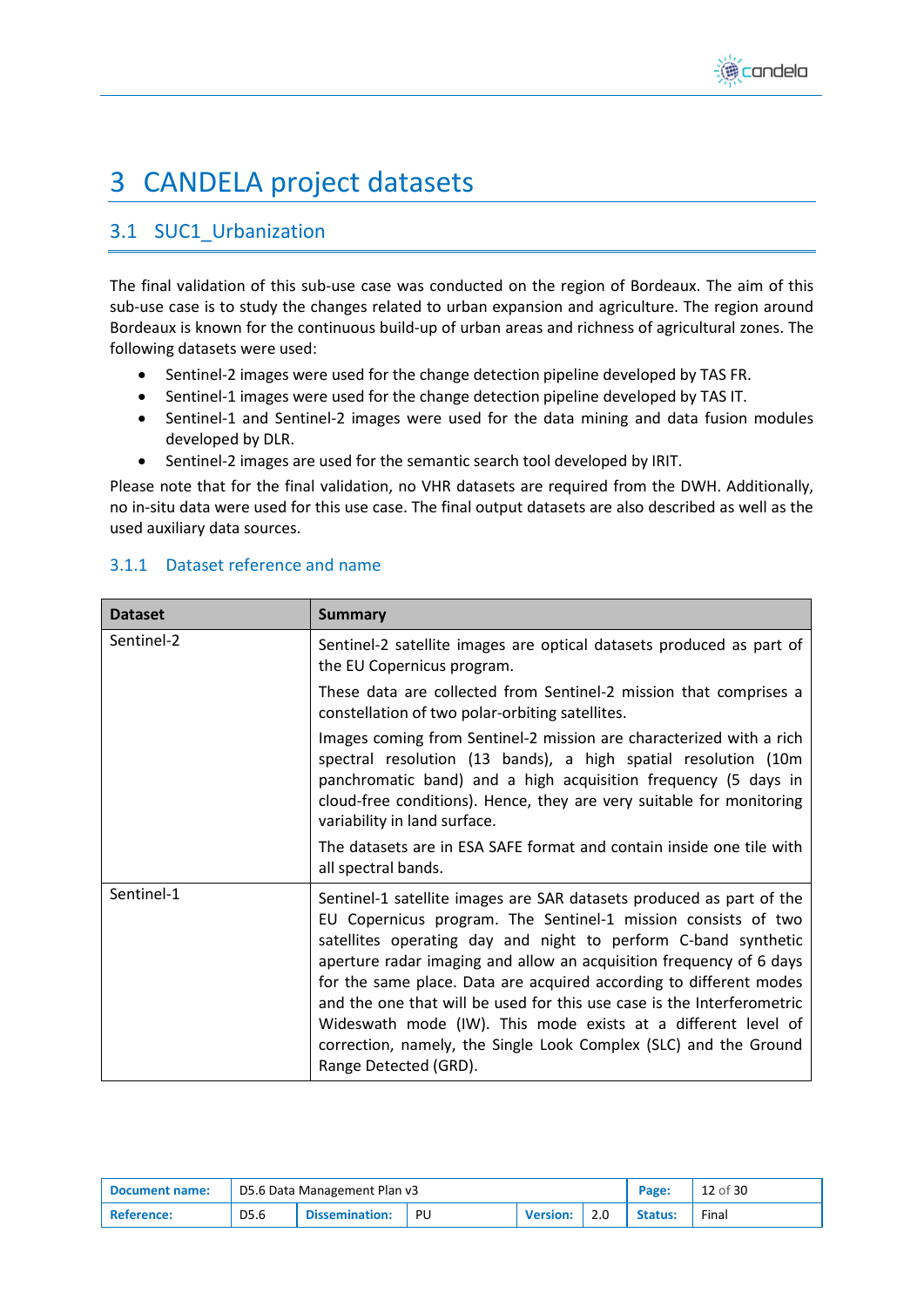# 3 CANDELA project datasets

## 3.1 SUC1_Urbanization

The final validation of this sub-use case was conducted on the region of Bordeaux. The aim of this sub-use case is to study the changes related to urban expansion and agriculture. The region around Bordeaux is known for the continuous build-up of urban areas and richness of agricultural zones. The following datasets were used:

- Sentinel-2 images were used for the change detection pipeline developed by TAS FR.
- Sentinel-1 images were used for the change detection pipeline developed by TAS IT.
- Sentinel-1 and Sentinel-2 images were used for the data mining and data fusion modules developed by DLR.
- Sentinel-2 images are used for the semantic search tool developed by IRIT.

Please note that for the final validation, no VHR datasets are required from the DWH. Additionally, no in-situ data were used for this use case. The final output datasets are also described as well as the used auxiliary data sources.

### 3.1.1 Dataset reference and name

| Dataset | Summary |
|---|---|
| Sentinel-2 | Sentinel-2 satellite images are optical datasets produced as part of the EU Copernicus program.<br><br>These data are collected from Sentinel-2 mission that comprises a constellation of two polar-orbiting satellites.<br><br>Images coming from Sentinel-2 mission are characterized with a rich spectral resolution (13 bands), a high spatial resolution (10m panchromatic band) and a high acquisition frequency (5 days in cloud-free conditions). Hence, they are very suitable for monitoring variability in land surface.<br><br>The datasets are in ESA SAFE format and contain inside one tile with all spectral bands. |
| Sentinel-1 | Sentinel-1 satellite images are SAR datasets produced as part of the EU Copernicus program. The Sentinel-1 mission consists of two satellites operating day and night to perform C-band synthetic aperture radar imaging and allow an acquisition frequency of 6 days for the same place. Data are acquired according to different modes and the one that will be used for this use case is the Interferometric Wideswath mode (IW). This mode exists at a different level of correction, namely, the Single Look Complex (SLC) and the Ground Range Detected (GRD). |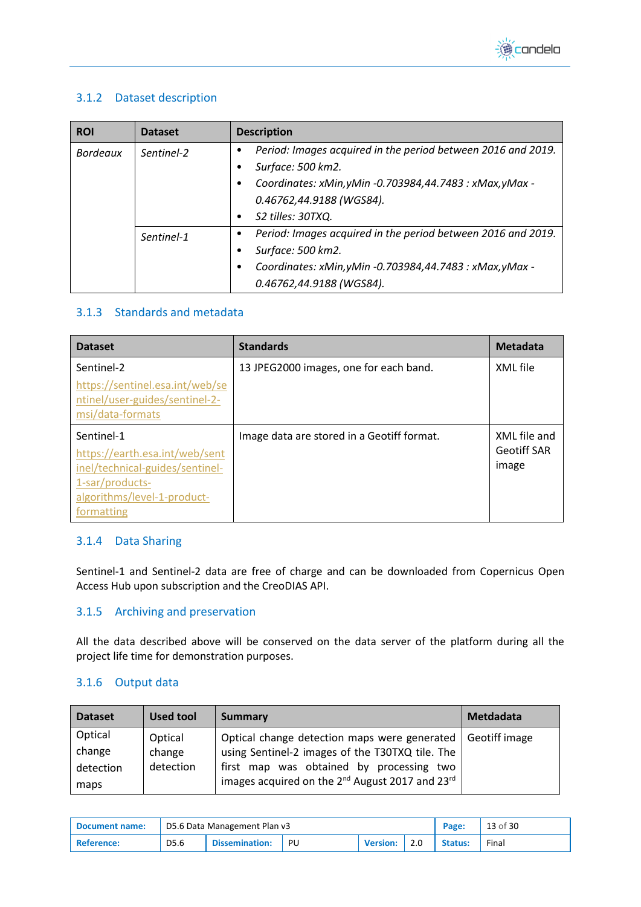### 3.1.2 Dataset description

| ROI | Dataset | Description |
|---|---|---|
| *Bordeaux* | *Sentinel-2* | • *Period: Images acquired in the period between 2016 and 2019.* <br> • *Surface: 500 km2.* <br> • *Coordinates: xMin,yMin -0.703984,44.7483 : xMax,yMax -0.46762,44.9188 (WGS84).* <br> • *S2 tilles: 30TXQ.* |
| | *Sentinel-1* | • *Period: Images acquired in the period between 2016 and 2019.* <br> • *Surface: 500 km2.* <br> • *Coordinates: xMin,yMin -0.703984,44.7483 : xMax,yMax -0.46762,44.9188 (WGS84).* |

### 3.1.3 Standards and metadata

| Dataset | Standards | Metadata |
|---|---|---|
| Sentinel-2 <br> https://sentinel.esa.int/web/sentinel/user-guides/sentinel-2-msi/data-formats | 13 JPEG2000 images, one for each band. | XML file |
| Sentinel-1 <br> https://earth.esa.int/web/sentinel/technical-guides/sentinel-1-sar/products-algorithms/level-1-product-formatting | Image data are stored in a Geotiff format. | XML file and Geotiff SAR image |

### 3.1.4 Data Sharing

Sentinel-1 and Sentinel-2 data are free of charge and can be downloaded from Copernicus Open Access Hub upon subscription and the CreoDIAS API.

### 3.1.5 Archiving and preservation

All the data described above will be conserved on the data server of the platform during all the project life time for demonstration purposes.

### 3.1.6 Output data

| Dataset | Used tool | Summary | Metdadata |
|---|---|---|---|
| Optical change detection maps | Optical change detection | Optical change detection maps were generated using Sentinel-2 images of the T30TXQ tile. The first map was obtained by processing two images acquired on the 2nd August 2017 and 23rd | Geotiff image |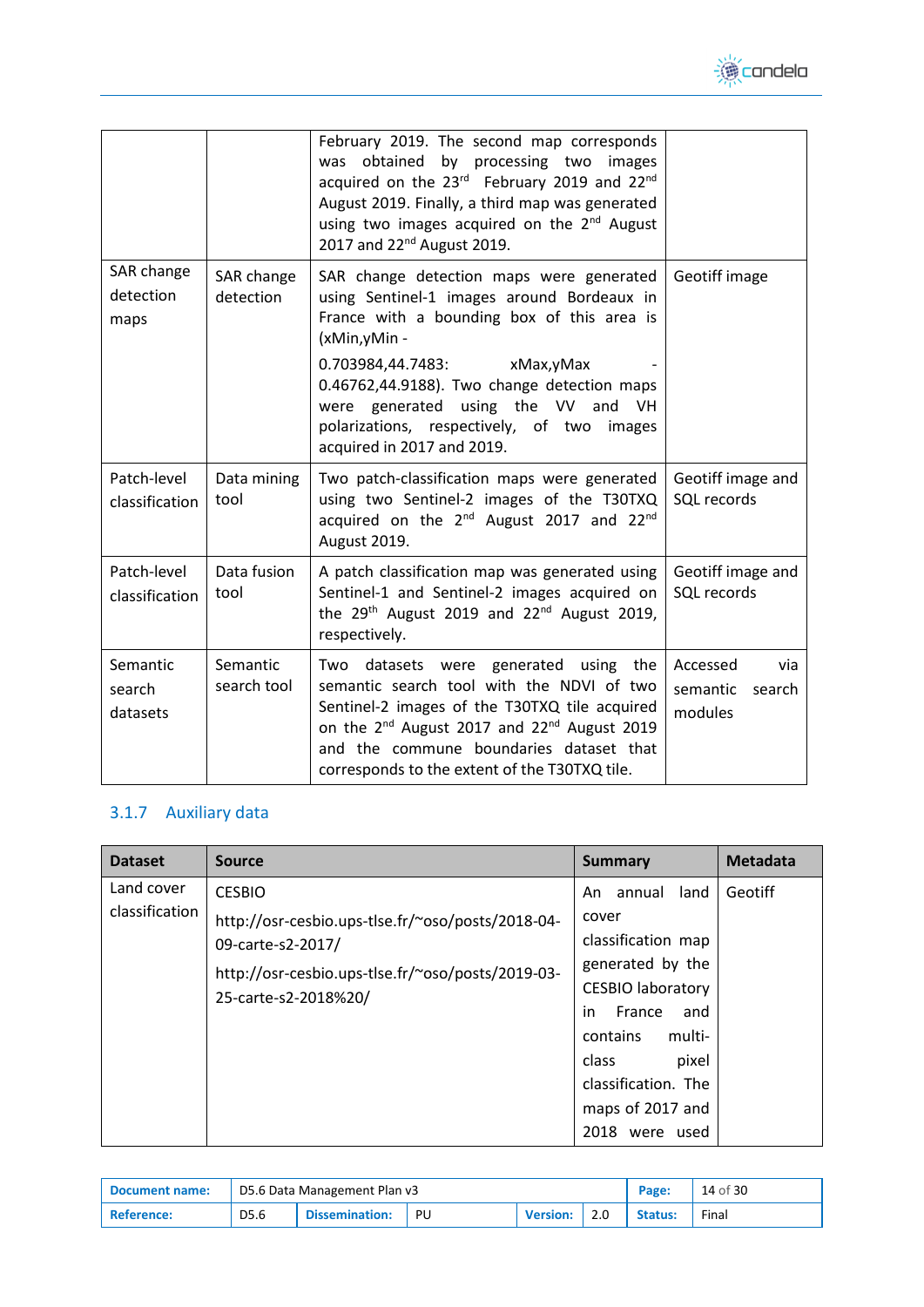| | | | |
|---|---|---|---|
| | | February 2019. The second map corresponds was obtained by processing two images acquired on the 23rd February 2019 and 22nd August 2019. Finally, a third map was generated using two images acquired on the 2nd August 2017 and 22nd August 2019. | |
| SAR change detection maps | SAR change detection | SAR change detection maps were generated using Sentinel-1 images around Bordeaux in France with a bounding box of this area is (xMin,yMin - 0.703984,44.7483: xMax,yMax - 0.46762,44.9188). Two change detection maps were generated using the VV and VH polarizations, respectively, of two images acquired in 2017 and 2019. | Geotiff image |
| Patch-level classification | Data mining tool | Two patch-classification maps were generated using two Sentinel-2 images of the T30TXQ acquired on the 2nd August 2017 and 22nd August 2019. | Geotiff image and SQL records |
| Patch-level classification | Data fusion tool | A patch classification map was generated using Sentinel-1 and Sentinel-2 images acquired on the 29th August 2019 and 22nd August 2019, respectively. | Geotiff image and SQL records |
| Semantic search datasets | Semantic search tool | Two datasets were generated using the semantic search tool with the NDVI of two Sentinel-2 images of the T30TXQ tile acquired on the 2nd August 2017 and 22nd August 2019 and the commune boundaries dataset that corresponds to the extent of the T30TXQ tile. | Accessed via semantic search modules |

### 3.1.7 Auxiliary data

| Dataset | Source | Summary | Metadata |
|---|---|---|---|
| Land cover classification | CESBIO<br>http://osr-cesbio.ups-tlse.fr/~oso/posts/2018-04-09-carte-s2-2017/<br>http://osr-cesbio.ups-tlse.fr/~oso/posts/2019-03-25-carte-s2-2018%20/ | An annual land cover classification map generated by the CESBIO laboratory in France and contains multi-class pixel classification. The maps of 2017 and 2018 were used | Geotiff |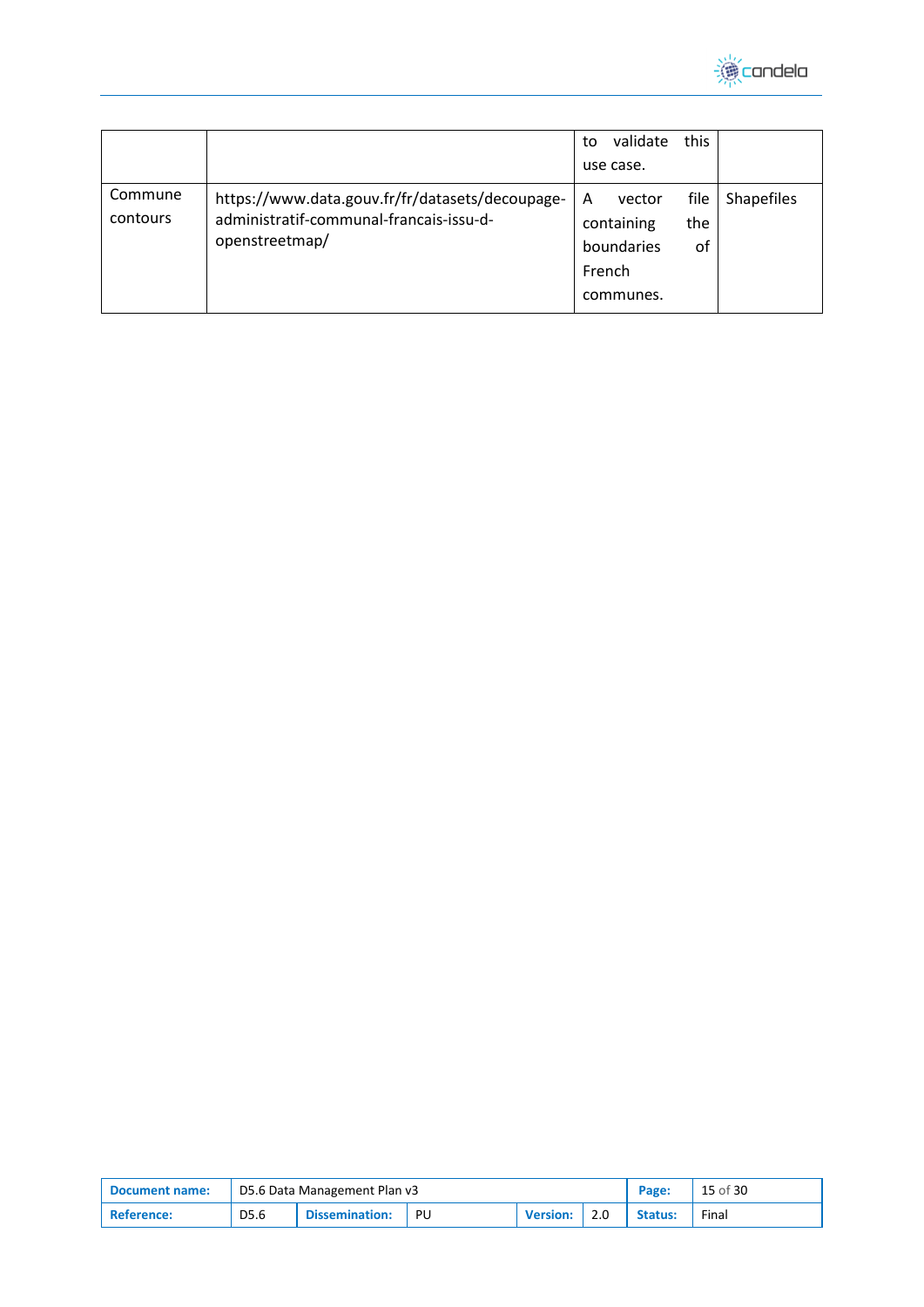| | | | |
|---|---|---|---|
| | | to validate this use case. | |
| Commune contours | https://www.data.gouv.fr/fr/datasets/decoupage-administratif-communal-francais-issu-d-openstreetmap/ | A vector file containing the boundaries of French communes. | Shapefiles |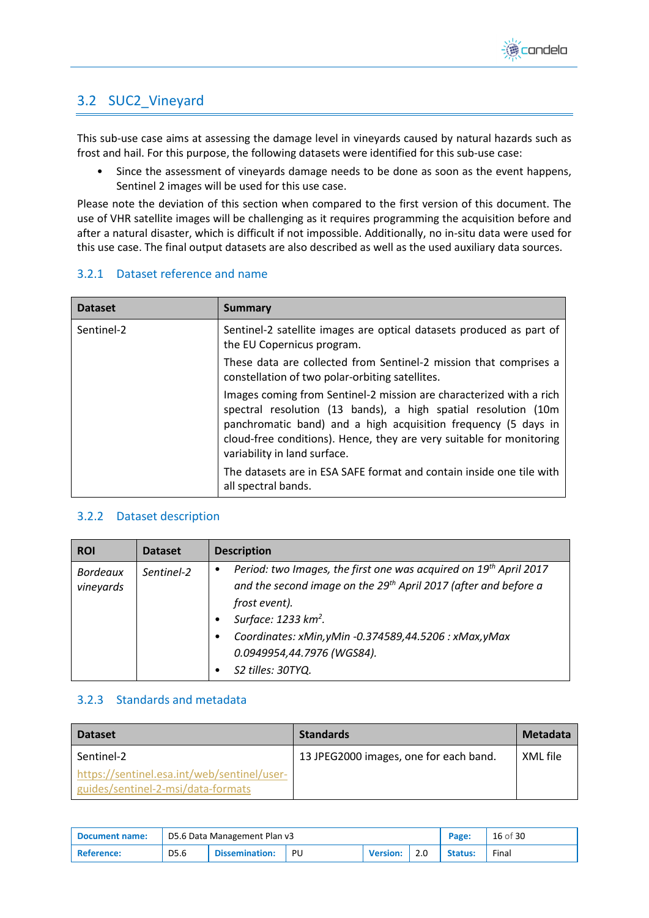## 3.2 SUC2_Vineyard

This sub-use case aims at assessing the damage level in vineyards caused by natural hazards such as frost and hail. For this purpose, the following datasets were identified for this sub-use case:

- Since the assessment of vineyards damage needs to be done as soon as the event happens, Sentinel 2 images will be used for this use case.

Please note the deviation of this section when compared to the first version of this document. The use of VHR satellite images will be challenging as it requires programming the acquisition before and after a natural disaster, which is difficult if not impossible. Additionally, no in-situ data were used for this use case. The final output datasets are also described as well as the used auxiliary data sources.

### 3.2.1 Dataset reference and name

| Dataset | Summary |
|---|---|
| Sentinel-2 | Sentinel-2 satellite images are optical datasets produced as part of the EU Copernicus program.<br>These data are collected from Sentinel-2 mission that comprises a constellation of two polar-orbiting satellites.<br>Images coming from Sentinel-2 mission are characterized with a rich spectral resolution (13 bands), a high spatial resolution (10m panchromatic band) and a high acquisition frequency (5 days in cloud-free conditions). Hence, they are very suitable for monitoring variability in land surface.<br>The datasets are in ESA SAFE format and contain inside one tile with all spectral bands. |

### 3.2.2 Dataset description

| ROI | Dataset | Description |
|---|---|---|
| *Bordeaux vineyards* | *Sentinel-2* | • *Period: two Images, the first one was acquired on 19th April 2017 and the second image on the 29th April 2017 (after and before a frost event).*<br>• *Surface: 1233 km².*<br>• *Coordinates: xMin,yMin -0.374589,44.5206 : xMax,yMax 0.0949954,44.7976 (WGS84).*<br>• *S2 tilles: 30TYQ.* |

### 3.2.3 Standards and metadata

| Dataset | Standards | Metadata |
|---|---|---|
| Sentinel-2<br>https://sentinel.esa.int/web/sentinel/user-guides/sentinel-2-msi/data-formats | 13 JPEG2000 images, one for each band. | XML file |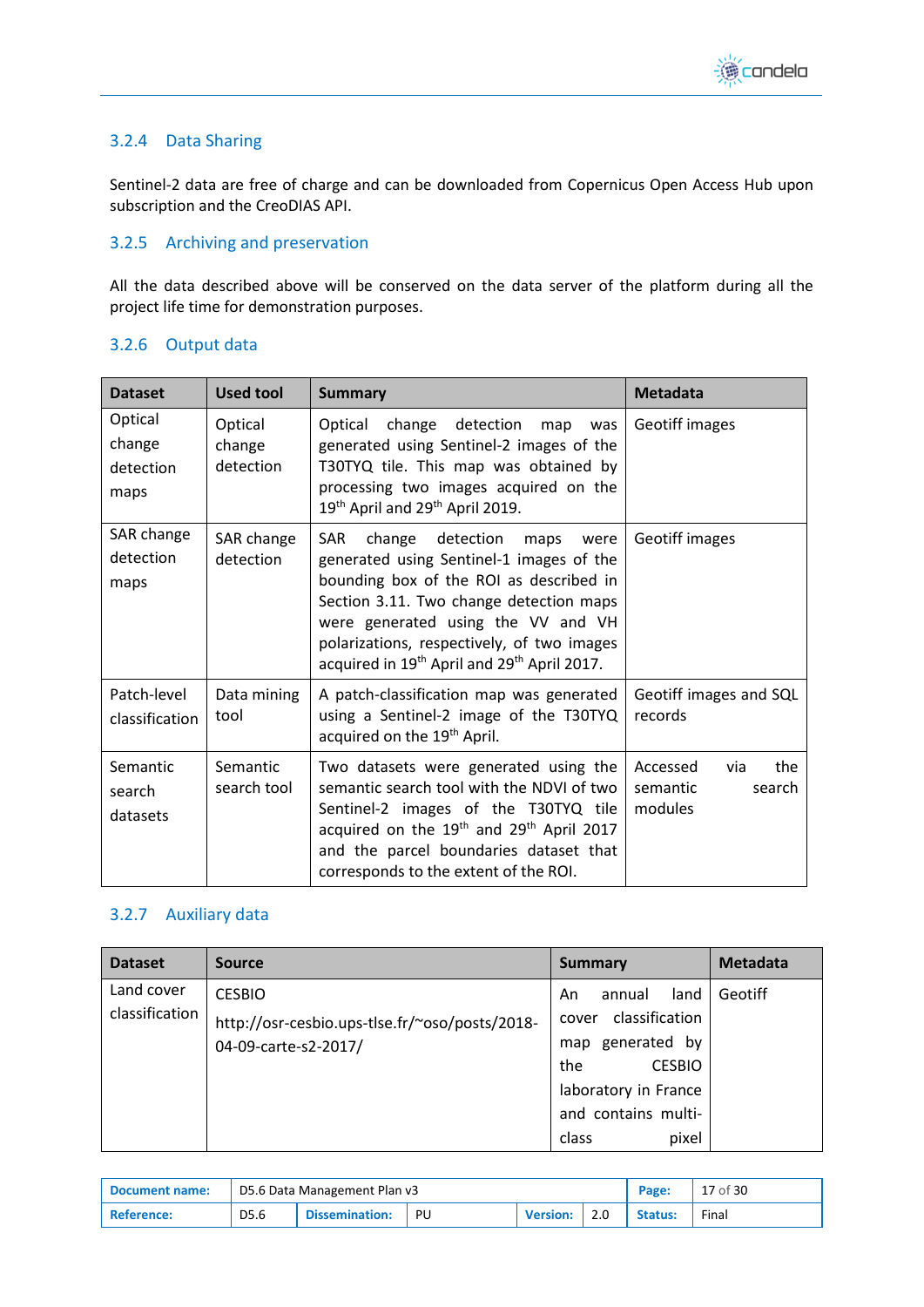### 3.2.4 Data Sharing

Sentinel-2 data are free of charge and can be downloaded from Copernicus Open Access Hub upon subscription and the CreoDIAS API.

### 3.2.5 Archiving and preservation

All the data described above will be conserved on the data server of the platform during all the project life time for demonstration purposes.

### 3.2.6 Output data

| Dataset | Used tool | Summary | Metadata |
|---|---|---|---|
| Optical change detection maps | Optical change detection | Optical change detection map was generated using Sentinel-2 images of the T30TYQ tile. This map was obtained by processing two images acquired on the 19th April and 29th April 2019. | Geotiff images |
| SAR change detection maps | SAR change detection | SAR change detection maps were generated using Sentinel-1 images of the bounding box of the ROI as described in Section 3.11. Two change detection maps were generated using the VV and VH polarizations, respectively, of two images acquired in 19th April and 29th April 2017. | Geotiff images |
| Patch-level classification | Data mining tool | A patch-classification map was generated using a Sentinel-2 image of the T30TYQ acquired on the 19th April. | Geotiff images and SQL records |
| Semantic search datasets | Semantic search tool | Two datasets were generated using the semantic search tool with the NDVI of two Sentinel-2 images of the T30TYQ tile acquired on the 19th and 29th April 2017 and the parcel boundaries dataset that corresponds to the extent of the ROI. | Accessed via the semantic search modules |

### 3.2.7 Auxiliary data

| Dataset | Source | Summary | Metadata |
|---|---|---|---|
| Land cover classification | CESBIO<br>http://osr-cesbio.ups-tlse.fr/~oso/posts/2018-04-09-carte-s2-2017/ | An annual land cover classification map generated by the CESBIO laboratory in France and contains multi-class pixel | Geotiff |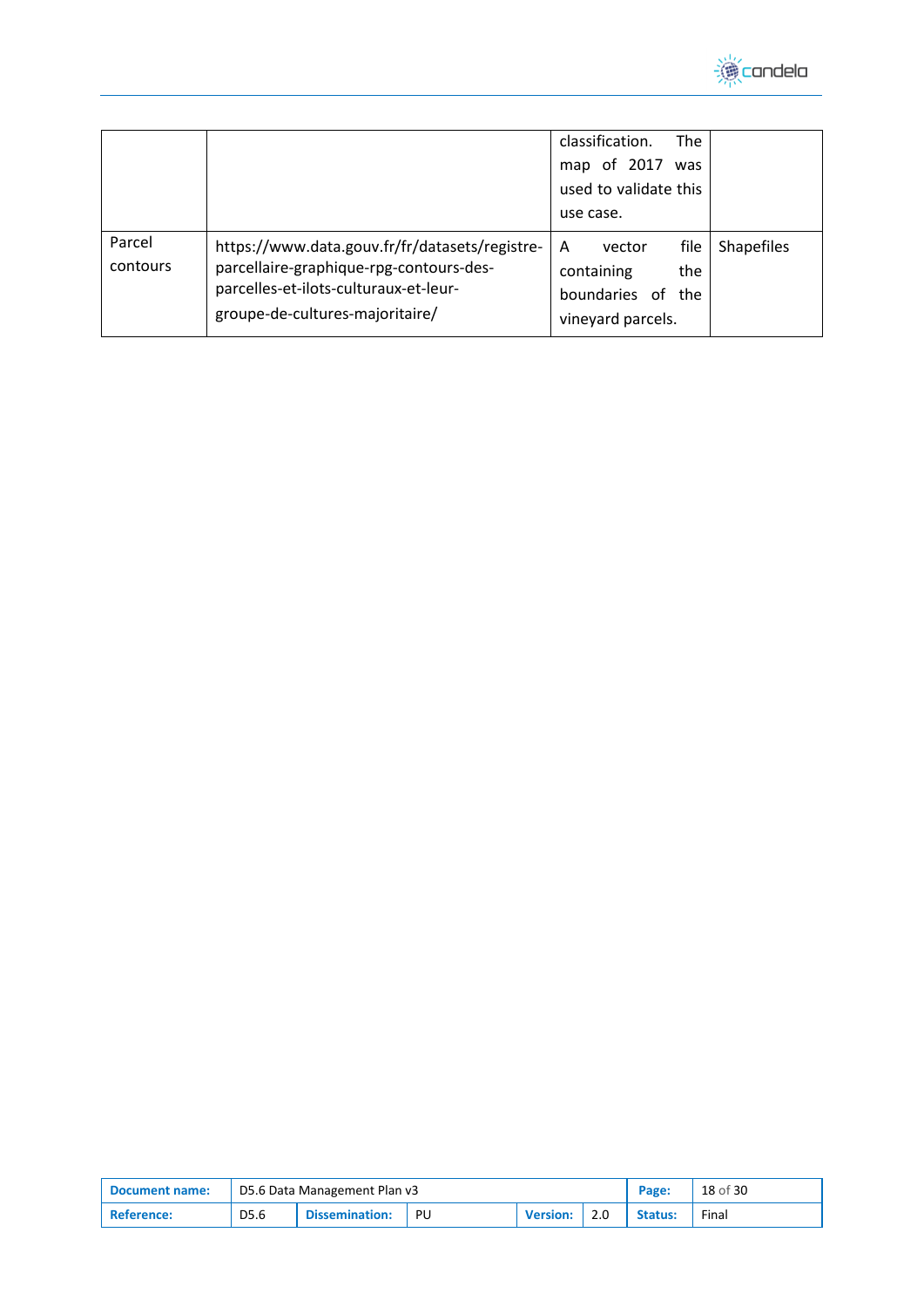|  |  | classification. The map of 2017 was used to validate this use case. |  |
|---|---|---|---|
| Parcel contours | https://www.data.gouv.fr/fr/datasets/registre-parcellaire-graphique-rpg-contours-des-parcelles-et-ilots-culturaux-et-leur-groupe-de-cultures-majoritaire/ | A vector file containing the boundaries of the vineyard parcels. | Shapefiles |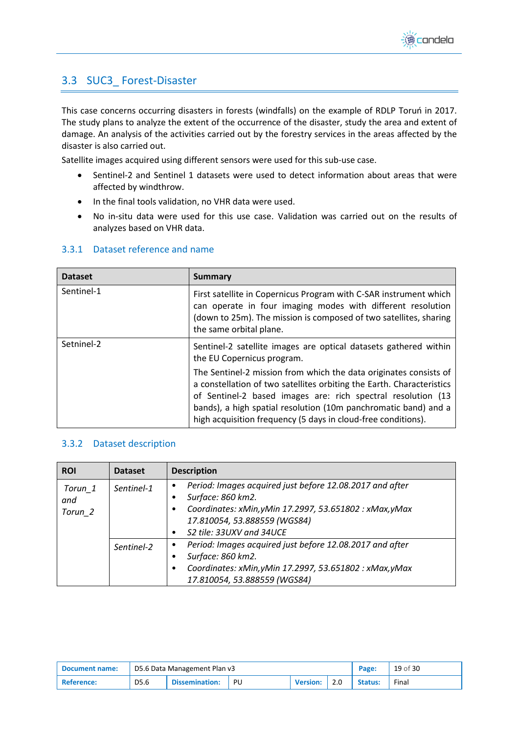## 3.3 SUC3_ Forest-Disaster

This case concerns occurring disasters in forests (windfalls) on the example of RDLP Toruń in 2017. The study plans to analyze the extent of the occurrence of the disaster, study the area and extent of damage. An analysis of the activities carried out by the forestry services in the areas affected by the disaster is also carried out.

Satellite images acquired using different sensors were used for this sub-use case.

- Sentinel-2 and Sentinel 1 datasets were used to detect information about areas that were affected by windthrow.
- In the final tools validation, no VHR data were used.
- No in-situ data were used for this use case. Validation was carried out on the results of analyzes based on VHR data.

### 3.3.1 Dataset reference and name

| Dataset | Summary |
|---|---|
| Sentinel-1 | First satellite in Copernicus Program with C-SAR instrument which can operate in four imaging modes with different resolution (down to 25m). The mission is composed of two satellites, sharing the same orbital plane. |
| Setninel-2 | Sentinel-2 satellite images are optical datasets gathered within the EU Copernicus program.<br>The Sentinel-2 mission from which the data originates consists of a constellation of two satellites orbiting the Earth. Characteristics of Sentinel-2 based images are: rich spectral resolution (13 bands), a high spatial resolution (10m panchromatic band) and a high acquisition frequency (5 days in cloud-free conditions). |

### 3.3.2 Dataset description

| ROI | Dataset | Description |
|---|---|---|
| *Torun_1 and Torun_2* | *Sentinel-1* | • *Period: Images acquired just before 12.08.2017 and after*<br>• *Surface: 860 km2.*<br>• *Coordinates: xMin,yMin 17.2997, 53.651802 : xMax,yMax 17.810054, 53.888559 (WGS84)*<br>• *S2 tile: 33UXV and 34UCE* |
| | *Sentinel-2* | • *Period: Images acquired just before 12.08.2017 and after*<br>• *Surface: 860 km2.*<br>• *Coordinates: xMin,yMin 17.2997, 53.651802 : xMax,yMax 17.810054, 53.888559 (WGS84)* |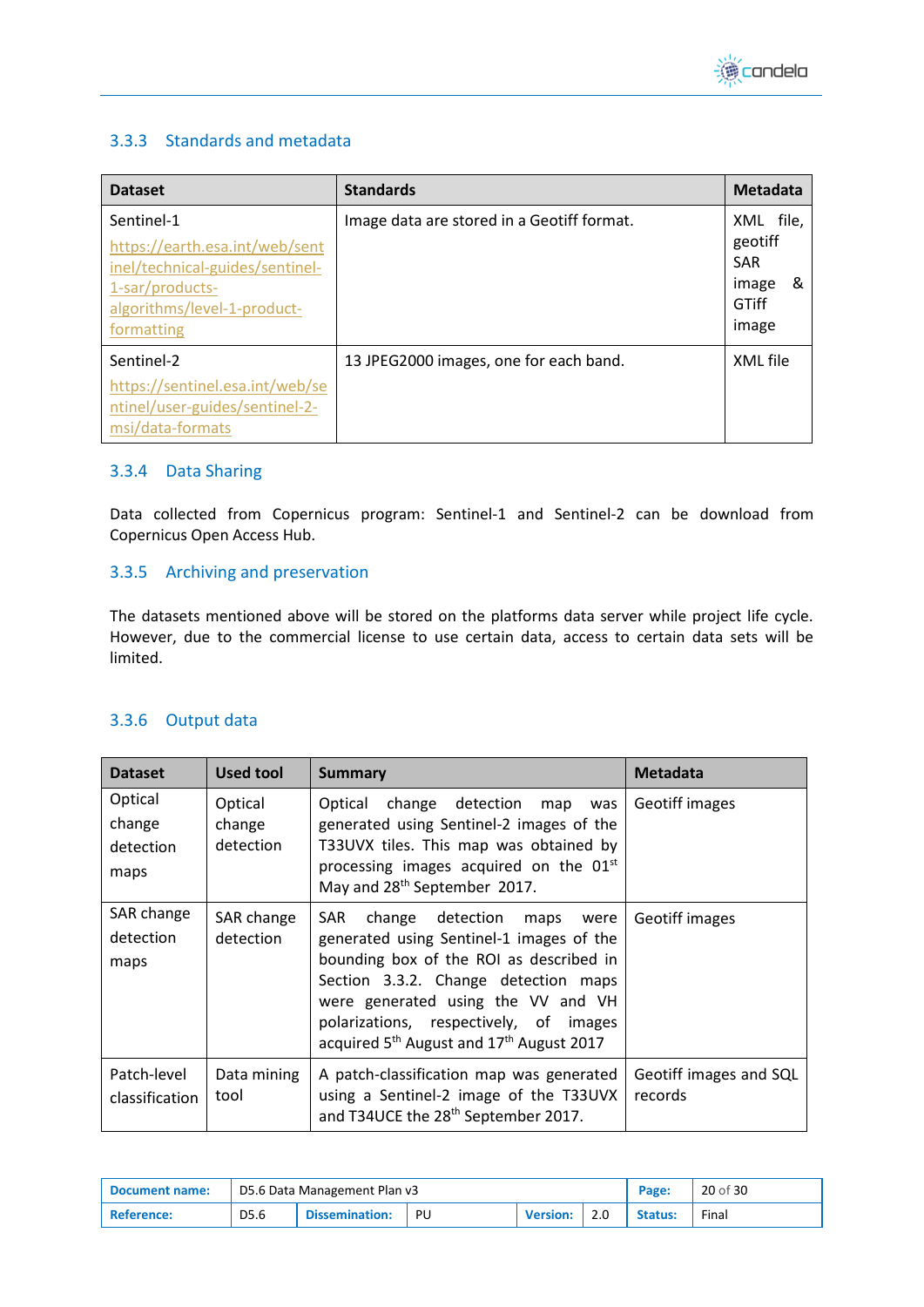### 3.3.3 Standards and metadata

| Dataset | Standards | Metadata |
|---|---|---|
| Sentinel-1 https://earth.esa.int/web/sentinel/technical-guides/sentinel-1-sar/products-algorithms/level-1-product-formatting | Image data are stored in a Geotiff format. | XML file, geotiff SAR image & GTiff image |
| Sentinel-2 https://sentinel.esa.int/web/sentinel/user-guides/sentinel-2-msi/data-formats | 13 JPEG2000 images, one for each band. | XML file |

### 3.3.4 Data Sharing

Data collected from Copernicus program: Sentinel-1 and Sentinel-2 can be download from Copernicus Open Access Hub.

### 3.3.5 Archiving and preservation

The datasets mentioned above will be stored on the platforms data server while project life cycle. However, due to the commercial license to use certain data, access to certain data sets will be limited.

### 3.3.6 Output data

| Dataset | Used tool | Summary | Metadata |
|---|---|---|---|
| Optical change detection maps | Optical change detection | Optical change detection map was generated using Sentinel-2 images of the T33UVX tiles. This map was obtained by processing images acquired on the 01st May and 28th September 2017. | Geotiff images |
| SAR change detection maps | SAR change detection | SAR change detection maps were generated using Sentinel-1 images of the bounding box of the ROI as described in Section 3.3.2. Change detection maps were generated using the VV and VH polarizations, respectively, of images acquired 5th August and 17th August 2017 | Geotiff images |
| Patch-level classification | Data mining tool | A patch-classification map was generated using a Sentinel-2 image of the T33UVX and T34UCE the 28th September 2017. | Geotiff images and SQL records |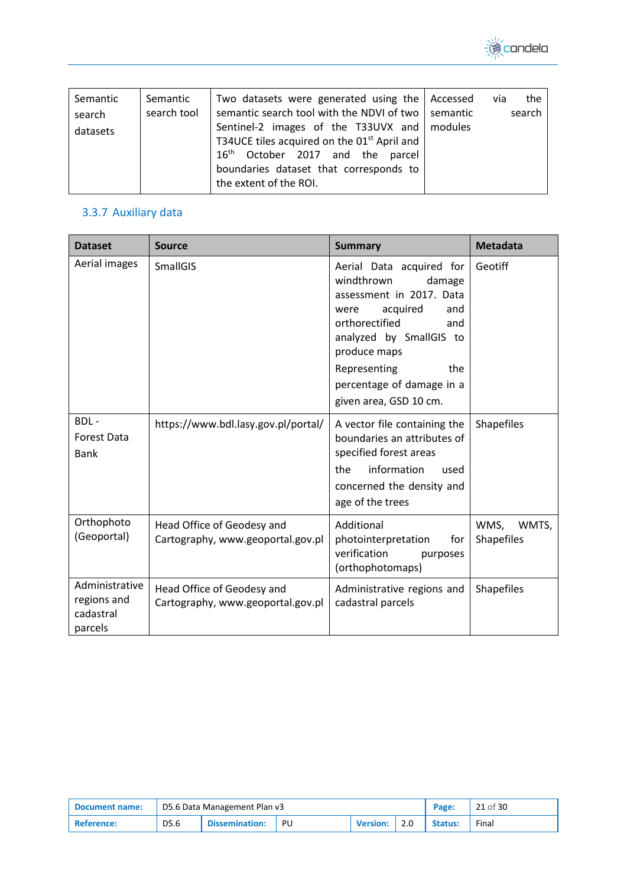| Semantic search datasets | Semantic search tool | Two datasets were generated using the semantic search tool with the NDVI of two Sentinel-2 images of the T33UVX and T34UCE tiles acquired on the 01st April and 16th October 2017 and the parcel boundaries dataset that corresponds to the extent of the ROI. | Accessed via the semantic search modules |
|---|---|---|---|

### 3.3.7 Auxiliary data

| Dataset | Source | Summary | Metadata |
|---|---|---|---|
| Aerial images | SmallGIS | Aerial Data acquired for windthrown damage assessment in 2017. Data were acquired and orthorectified and analyzed by SmallGIS to produce maps<br><br>Representing the percentage of damage in a given area, GSD 10 cm. | Geotiff |
| BDL - Forest Data Bank | https://www.bdl.lasy.gov.pl/portal/ | A vector file containing the boundaries an attributes of specified forest areas<br><br>the information used concerned the density and age of the trees | Shapefiles |
| Orthophoto (Geoportal) | Head Office of Geodesy and Cartography, www.geoportal.gov.pl | Additional photointerpretation for verification purposes (orthophotomaps) | WMS, WMTS, Shapefiles |
| Administrative regions and cadastral parcels | Head Office of Geodesy and Cartography, www.geoportal.gov.pl | Administrative regions and cadastral parcels | Shapefiles |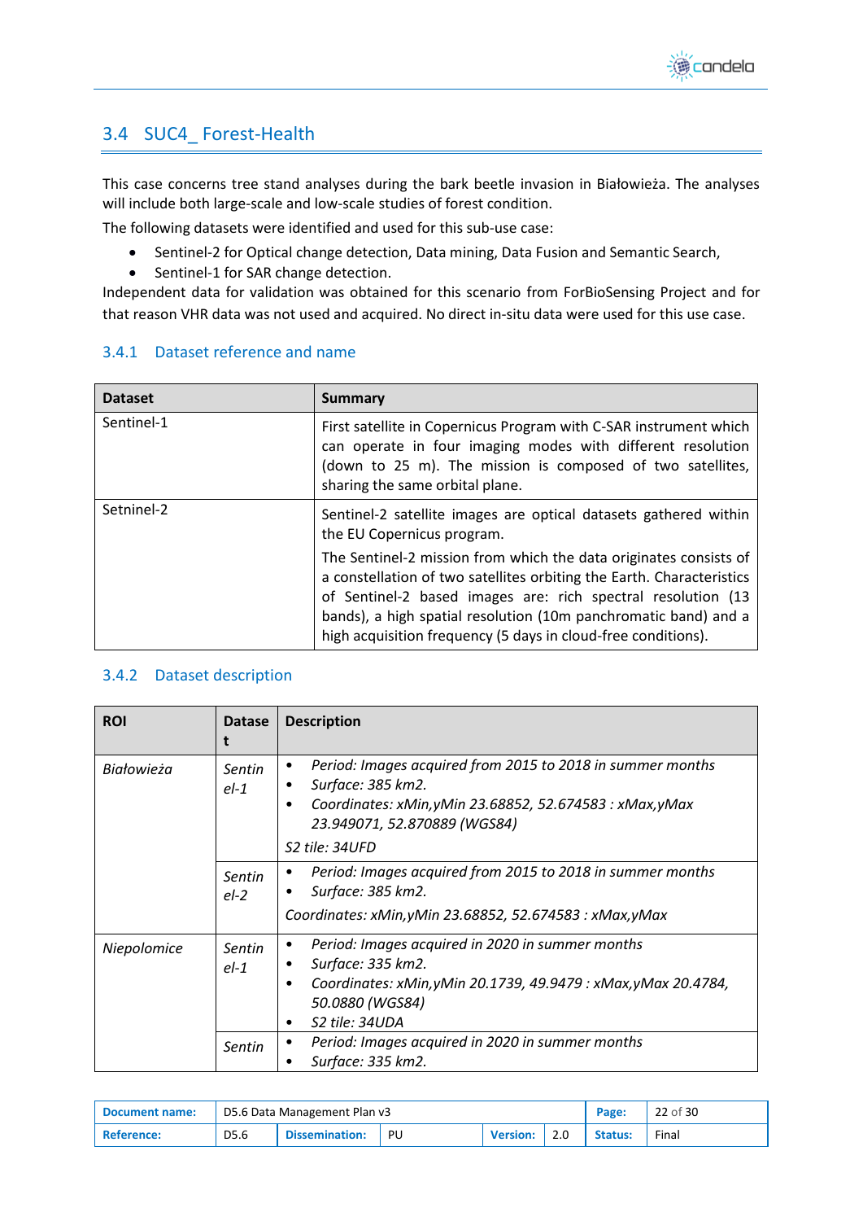## 3.4 SUC4_ Forest-Health

This case concerns tree stand analyses during the bark beetle invasion in Białowieża. The analyses will include both large-scale and low-scale studies of forest condition.

The following datasets were identified and used for this sub-use case:

- Sentinel-2 for Optical change detection, Data mining, Data Fusion and Semantic Search,
- Sentinel-1 for SAR change detection.

Independent data for validation was obtained for this scenario from ForBioSensing Project and for that reason VHR data was not used and acquired. No direct in-situ data were used for this use case.

### 3.4.1 Dataset reference and name

| Dataset | Summary |
|---|---|
| Sentinel-1 | First satellite in Copernicus Program with C-SAR instrument which can operate in four imaging modes with different resolution (down to 25 m). The mission is composed of two satellites, sharing the same orbital plane. |
| Setninel-2 | Sentinel-2 satellite images are optical datasets gathered within the EU Copernicus program.<br><br>The Sentinel-2 mission from which the data originates consists of a constellation of two satellites orbiting the Earth. Characteristics of Sentinel-2 based images are: rich spectral resolution (13 bands), a high spatial resolution (10m panchromatic band) and a high acquisition frequency (5 days in cloud-free conditions). |

### 3.4.2 Dataset description

| ROI | Dataset | Description |
|---|---|---|
| *Białowieża* | *Sentinel-1* | • *Period: Images acquired from 2015 to 2018 in summer months*<br>• *Surface: 385 km2.*<br>• *Coordinates: xMin,yMin 23.68852, 52.674583 : xMax,yMax 23.949071, 52.870889 (WGS84)*<br><br>*S2 tile: 34UFD* |
| | *Sentinel-2* | • *Period: Images acquired from 2015 to 2018 in summer months*<br>• *Surface: 385 km2.*<br><br>*Coordinates: xMin,yMin 23.68852, 52.674583 : xMax,yMax* |
| *Niepolomice* | *Sentinel-1* | • *Period: Images acquired in 2020 in summer months*<br>• *Surface: 335 km2.*<br>• *Coordinates: xMin,yMin 20.1739, 49.9479 : xMax,yMax 20.4784, 50.0880 (WGS84)*<br>• *S2 tile: 34UDA* |
| | *Sentin* | • *Period: Images acquired in 2020 in summer months*<br>• *Surface: 335 km2.* |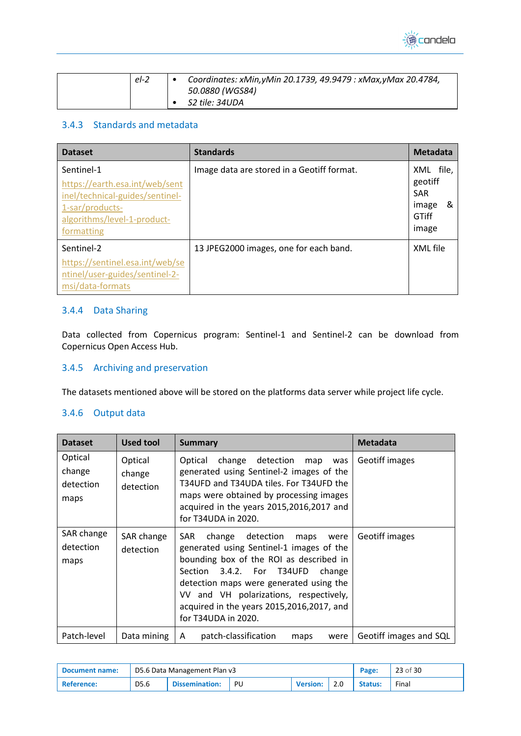|  | el-2 | • Coordinates: xMin,yMin 20.1739, 49.9479 : xMax,yMax 20.4784, 50.0880 (WGS84)<br>• S2 tile: 34UDA |
|---|---|---|

### 3.4.3 Standards and metadata

| Dataset | Standards | Metadata |
|---|---|---|
| Sentinel-1<br>https://earth.esa.int/web/sentinel/technical-guides/sentinel-1-sar/products-algorithms/level-1-product-formatting | Image data are stored in a Geotiff format. | XML file, geotiff SAR image & GTiff image |
| Sentinel-2<br>https://sentinel.esa.int/web/sentinel/user-guides/sentinel-2-msi/data-formats | 13 JPEG2000 images, one for each band. | XML file |

### 3.4.4 Data Sharing

Data collected from Copernicus program: Sentinel-1 and Sentinel-2 can be download from Copernicus Open Access Hub.

### 3.4.5 Archiving and preservation

The datasets mentioned above will be stored on the platforms data server while project life cycle.

### 3.4.6 Output data

| Dataset | Used tool | Summary | Metadata |
|---|---|---|---|
| Optical change detection maps | Optical change detection | Optical change detection map was generated using Sentinel-2 images of the T34UFD and T34UDA tiles. For T34UFD the maps were obtained by processing images acquired in the years 2015,2016,2017 and for T34UDA in 2020. | Geotiff images |
| SAR change detection maps | SAR change detection | SAR change detection maps were generated using Sentinel-1 images of the bounding box of the ROI as described in Section 3.4.2. For T34UFD change detection maps were generated using the VV and VH polarizations, respectively, acquired in the years 2015,2016,2017, and for T34UDA in 2020. | Geotiff images |
| Patch-level | Data mining | A patch-classification maps were | Geotiff images and SQL |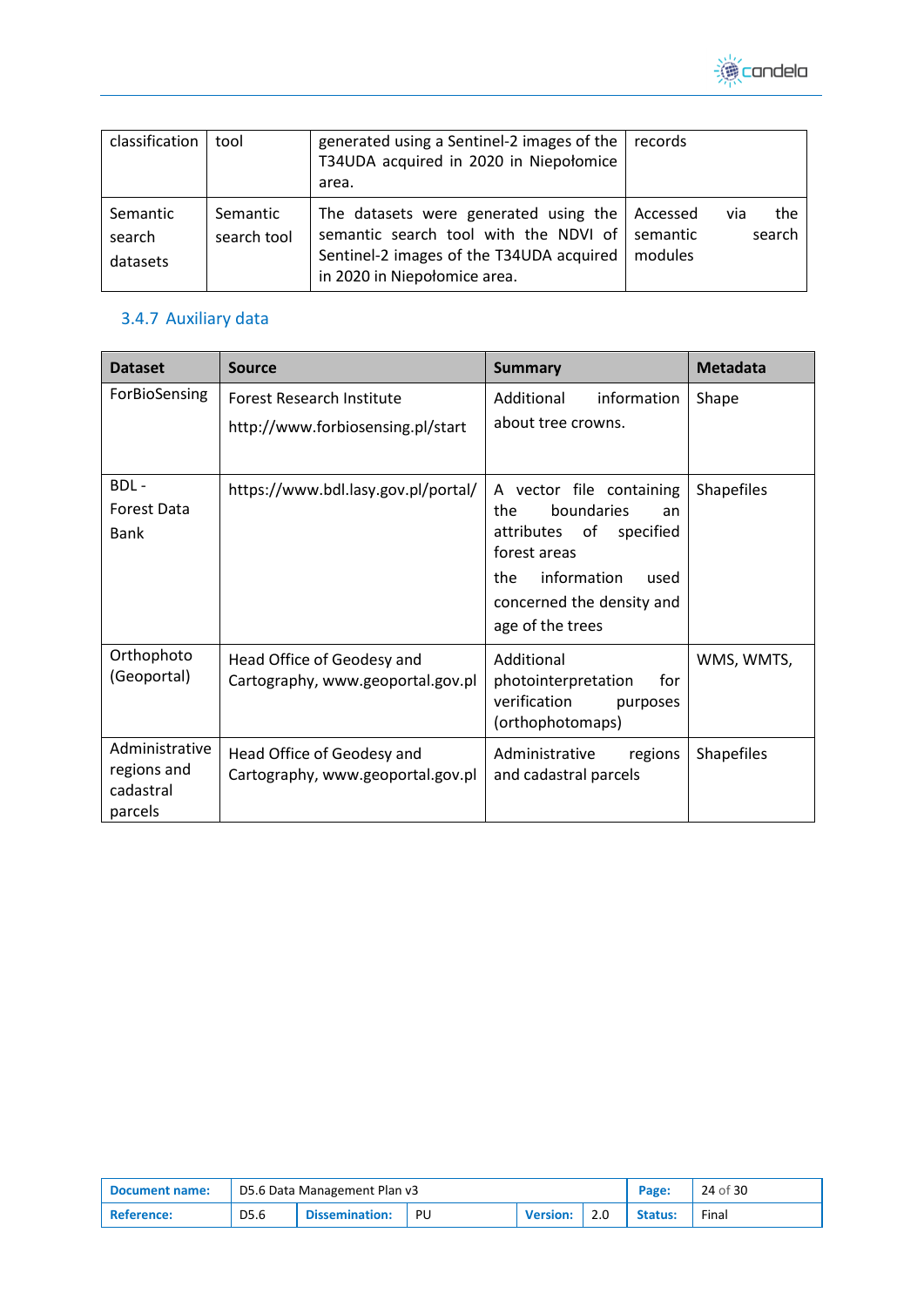| classification | tool | generated using a Sentinel-2 images of the T34UDA acquired in 2020 in Niepołomice area. | records |
|---|---|---|---|
| Semantic search datasets | Semantic search tool | The datasets were generated using the semantic search tool with the NDVI of Sentinel-2 images of the T34UDA acquired in 2020 in Niepołomice area. | Accessed via the semantic search modules |

### 3.4.7 Auxiliary data

| Dataset | Source | Summary | Metadata |
|---|---|---|---|
| ForBioSensing | Forest Research Institute<br>http://www.forbiosensing.pl/start | Additional information about tree crowns. | Shape |
| BDL - Forest Data Bank | https://www.bdl.lasy.gov.pl/portal/ | A vector file containing the boundaries an attributes of specified forest areas<br>the information used concerned the density and age of the trees | Shapefiles |
| Orthophoto (Geoportal) | Head Office of Geodesy and Cartography, www.geoportal.gov.pl | Additional photointerpretation for verification purposes (orthophotomaps) | WMS, WMTS, |
| Administrative regions and cadastral parcels | Head Office of Geodesy and Cartography, www.geoportal.gov.pl | Administrative regions and cadastral parcels | Shapefiles |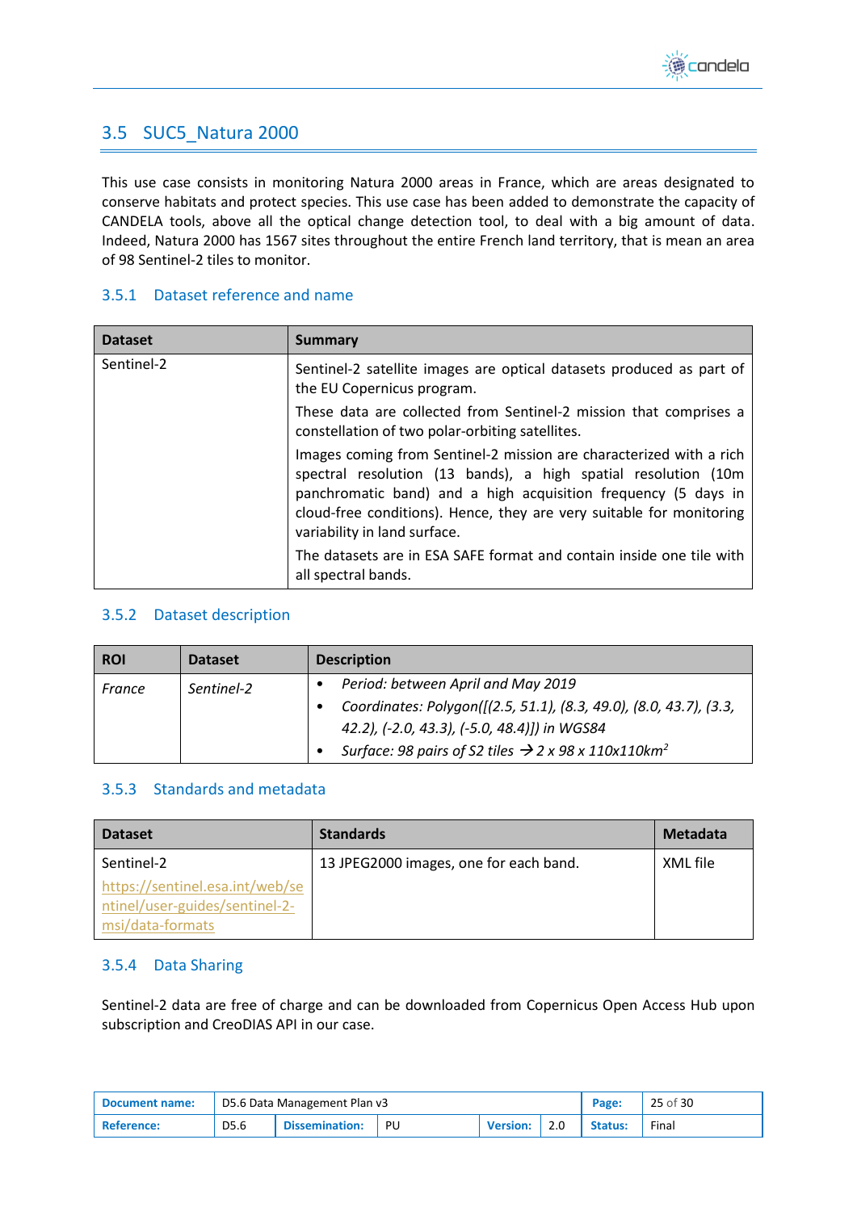## 3.5 SUC5_Natura 2000

This use case consists in monitoring Natura 2000 areas in France, which are areas designated to conserve habitats and protect species. This use case has been added to demonstrate the capacity of CANDELA tools, above all the optical change detection tool, to deal with a big amount of data. Indeed, Natura 2000 has 1567 sites throughout the entire French land territory, that is mean an area of 98 Sentinel-2 tiles to monitor.

### 3.5.1 Dataset reference and name

| Dataset | Summary |
|---|---|
| Sentinel-2 | Sentinel-2 satellite images are optical datasets produced as part of the EU Copernicus program.<br>These data are collected from Sentinel-2 mission that comprises a constellation of two polar-orbiting satellites.<br>Images coming from Sentinel-2 mission are characterized with a rich spectral resolution (13 bands), a high spatial resolution (10m panchromatic band) and a high acquisition frequency (5 days in cloud-free conditions). Hence, they are very suitable for monitoring variability in land surface.<br>The datasets are in ESA SAFE format and contain inside one tile with all spectral bands. |

### 3.5.2 Dataset description

| ROI | Dataset | Description |
|---|---|---|
| *France* | *Sentinel-2* | • *Period: between April and May 2019*<br>• *Coordinates: Polygon([[2.5, 51.1), (8.3, 49.0), (8.0, 43.7), (3.3, 42.2), (-2.0, 43.3), (-5.0, 48.4)]) in WGS84*<br>• *Surface: 98 pairs of S2 tiles → 2 x 98 x 110x110km²* |

### 3.5.3 Standards and metadata

| Dataset | Standards | Metadata |
|---|---|---|
| Sentinel-2<br>https://sentinel.esa.int/web/sentinel/user-guides/sentinel-2-msi/data-formats | 13 JPEG2000 images, one for each band. | XML file |

### 3.5.4 Data Sharing

Sentinel-2 data are free of charge and can be downloaded from Copernicus Open Access Hub upon subscription and CreoDIAS API in our case.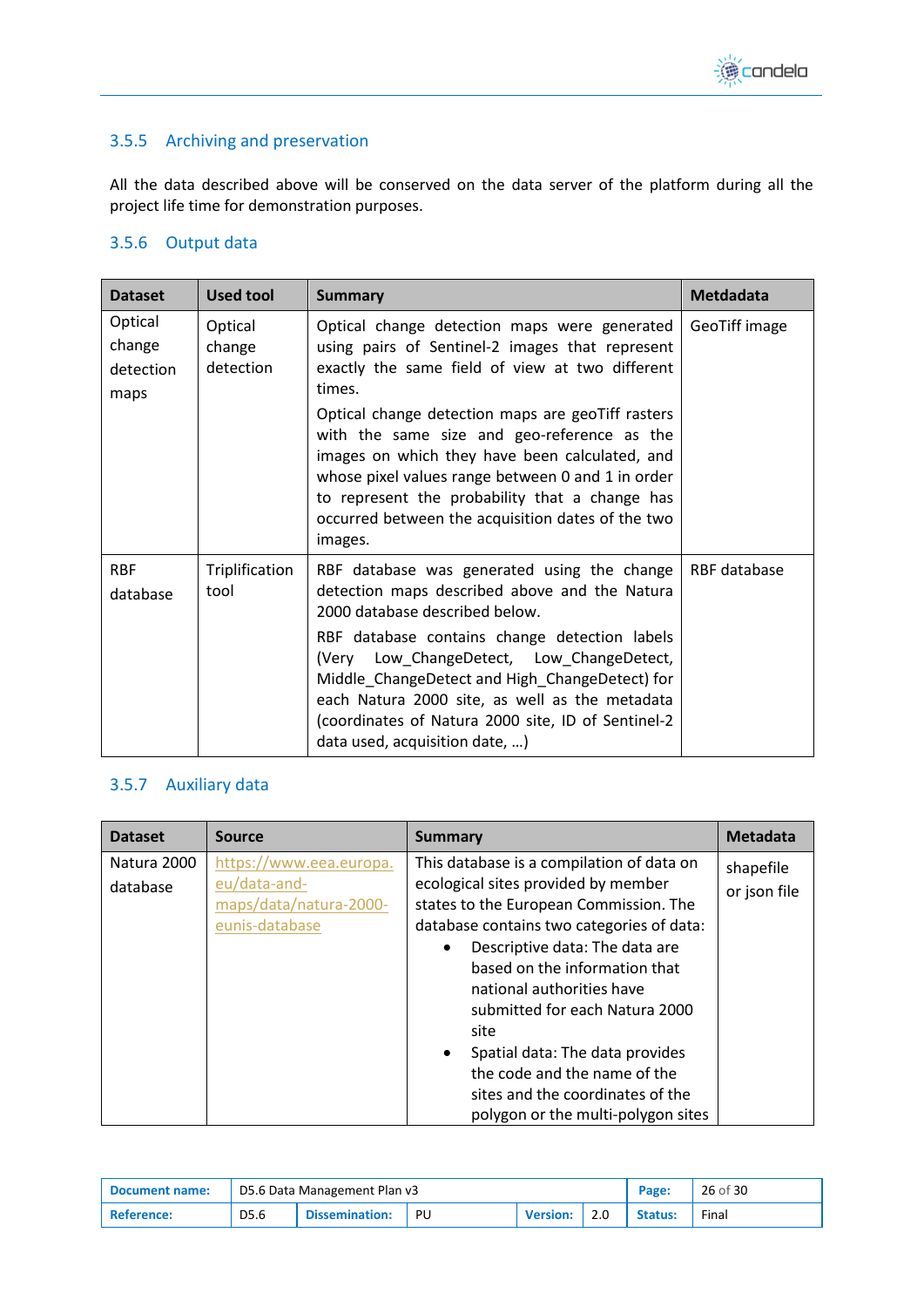### 3.5.5 Archiving and preservation

All the data described above will be conserved on the data server of the platform during all the project life time for demonstration purposes.

### 3.5.6 Output data

| Dataset | Used tool | Summary | Metdadata |
|---|---|---|---|
| Optical change detection maps | Optical change detection | Optical change detection maps were generated using pairs of Sentinel-2 images that represent exactly the same field of view at two different times.<br>Optical change detection maps are geoTiff rasters with the same size and geo-reference as the images on which they have been calculated, and whose pixel values range between 0 and 1 in order to represent the probability that a change has occurred between the acquisition dates of the two images. | GeoTiff image |
| RBF database | Triplification tool | RBF database was generated using the change detection maps described above and the Natura 2000 database described below.<br>RBF database contains change detection labels (Very Low_ChangeDetect, Low_ChangeDetect, Middle_ChangeDetect and High_ChangeDetect) for each Natura 2000 site, as well as the metadata (coordinates of Natura 2000 site, ID of Sentinel-2 data used, acquisition date, …) | RBF database |

### 3.5.7 Auxiliary data

| Dataset | Source | Summary | Metadata |
|---|---|---|---|
| Natura 2000 database | https://www.eea.europa.eu/data-and-maps/data/natura-2000-eunis-database | This database is a compilation of data on ecological sites provided by member states to the European Commission. The database contains two categories of data:<br>• Descriptive data: The data are based on the information that national authorities have submitted for each Natura 2000 site<br>• Spatial data: The data provides the code and the name of the sites and the coordinates of the polygon or the multi-polygon sites | shapefile or json file |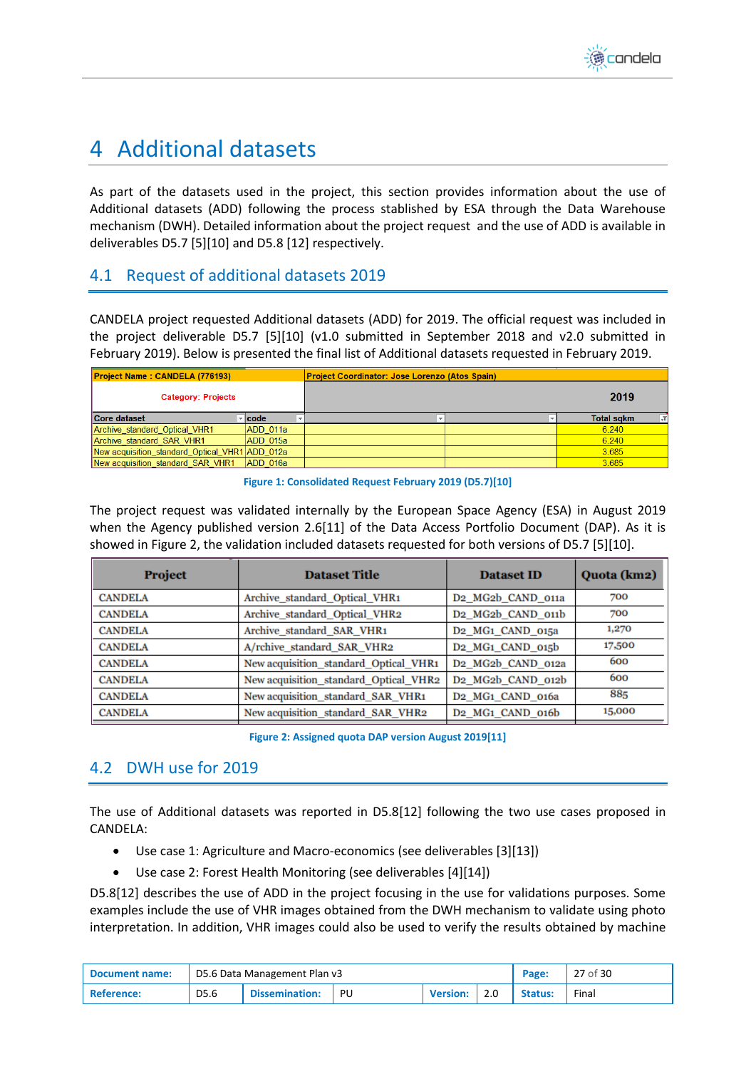# 4 Additional datasets

As part of the datasets used in the project, this section provides information about the use of Additional datasets (ADD) following the process stablished by ESA through the Data Warehouse mechanism (DWH). Detailed information about the project request and the use of ADD is available in deliverables D5.7 [5][10] and D5.8 [12] respectively.

## 4.1 Request of additional datasets 2019

CANDELA project requested Additional datasets (ADD) for 2019. The official request was included in the project deliverable D5.7 [5][10] (v1.0 submitted in September 2018 and v2.0 submitted in February 2019). Below is presented the final list of Additional datasets requested in February 2019.

| Project Name : CANDELA (776193) | | Project Coordinator: Jose Lorenzo (Atos Spain) | | |
|---|---|---|---|---|
| Category: Projects | | | | 2019 |
| Core dataset | code | | | Total sqkm |
| Archive_standard_Optical_VHR1 | ADD_011a | | | 6.240 |
| Archive_standard_SAR_VHR1 | ADD_015a | | | 6.240 |
| New acquisition_standard_Optical_VHR1 | ADD_012a | | | 3.685 |
| New acquisition_standard_SAR_VHR1 | ADD_016a | | | 3.685 |

Figure 1: Consolidated Request February 2019 (D5.7)[10]

The project request was validated internally by the European Space Agency (ESA) in August 2019 when the Agency published version 2.6[11] of the Data Access Portfolio Document (DAP). As it is showed in Figure 2, the validation included datasets requested for both versions of D5.7 [5][10].

| Project | Dataset Title | Dataset ID | Quota (km2) |
|---|---|---|---|
| CANDELA | Archive_standard_Optical_VHR1 | D2_MG2b_CAND_011a | 700 |
| CANDELA | Archive_standard_Optical_VHR2 | D2_MG2b_CAND_011b | 700 |
| CANDELA | Archive_standard_SAR_VHR1 | D2_MG1_CAND_015a | 1,270 |
| CANDELA | A/rchive_standard_SAR_VHR2 | D2_MG1_CAND_015b | 17,500 |
| CANDELA | New acquisition_standard_Optical_VHR1 | D2_MG2b_CAND_012a | 600 |
| CANDELA | New acquisition_standard_Optical_VHR2 | D2_MG2b_CAND_012b | 600 |
| CANDELA | New acquisition_standard_SAR_VHR1 | D2_MG1_CAND_016a | 885 |
| CANDELA | New acquisition_standard_SAR_VHR2 | D2_MG1_CAND_016b | 15,000 |

Figure 2: Assigned quota DAP version August 2019[11]

## 4.2 DWH use for 2019

The use of Additional datasets was reported in D5.8[12] following the two use cases proposed in CANDELA:

- Use case 1: Agriculture and Macro-economics (see deliverables [3][13])
- Use case 2: Forest Health Monitoring (see deliverables [4][14])

D5.8[12] describes the use of ADD in the project focusing in the use for validations purposes. Some examples include the use of VHR images obtained from the DWH mechanism to validate using photo interpretation. In addition, VHR images could also be used to verify the results obtained by machine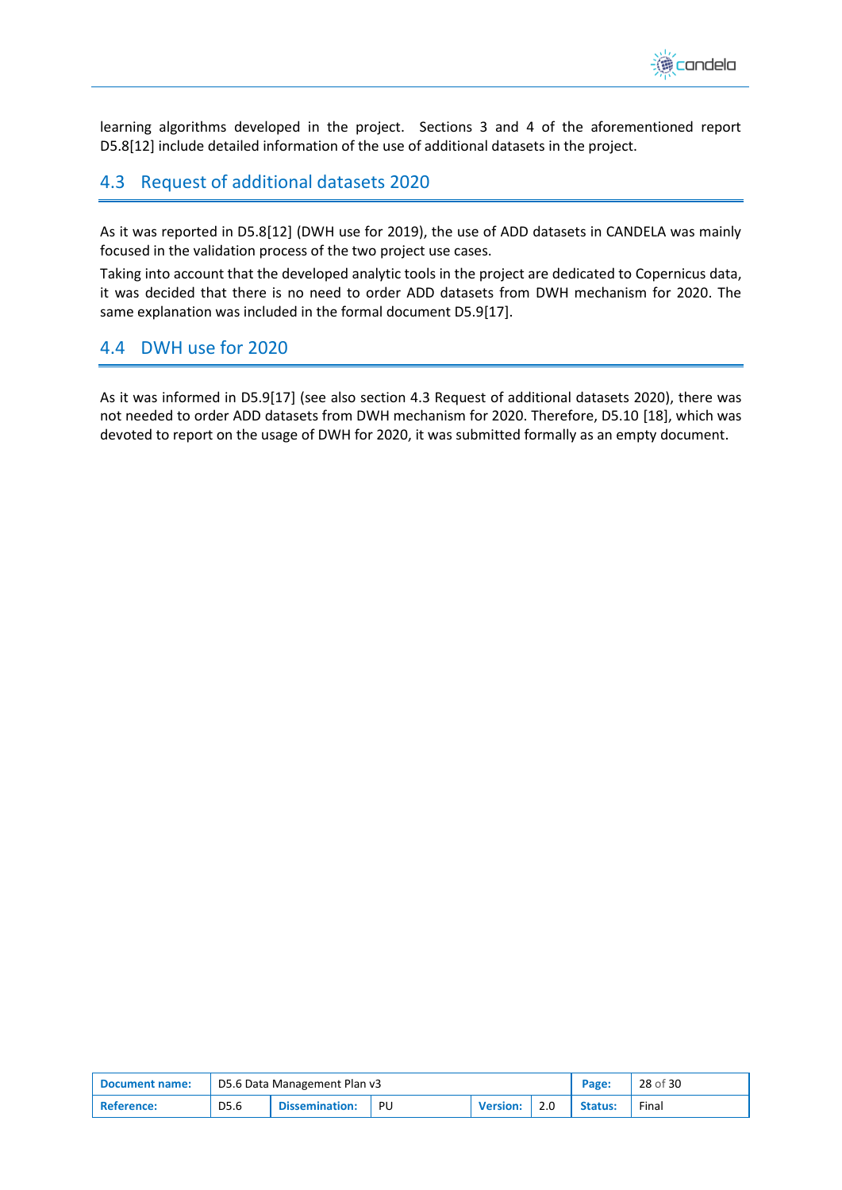learning algorithms developed in the project. Sections 3 and 4 of the aforementioned report D5.8[12] include detailed information of the use of additional datasets in the project.

## 4.3 Request of additional datasets 2020

As it was reported in D5.8[12] (DWH use for 2019), the use of ADD datasets in CANDELA was mainly focused in the validation process of the two project use cases.

Taking into account that the developed analytic tools in the project are dedicated to Copernicus data, it was decided that there is no need to order ADD datasets from DWH mechanism for 2020. The same explanation was included in the formal document D5.9[17].

## 4.4 DWH use for 2020

As it was informed in D5.9[17] (see also section 4.3 Request of additional datasets 2020), there was not needed to order ADD datasets from DWH mechanism for 2020. Therefore, D5.10 [18], which was devoted to report on the usage of DWH for 2020, it was submitted formally as an empty document.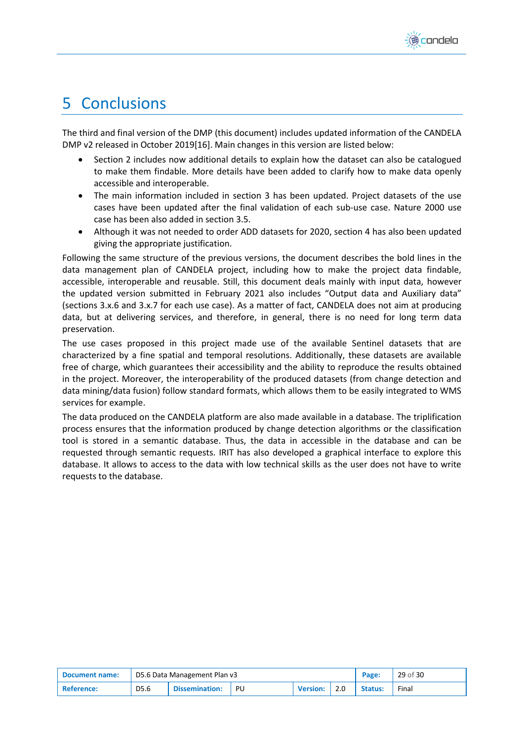# 5 Conclusions

The third and final version of the DMP (this document) includes updated information of the CANDELA DMP v2 released in October 2019[16]. Main changes in this version are listed below:

- Section 2 includes now additional details to explain how the dataset can also be catalogued to make them findable. More details have been added to clarify how to make data openly accessible and interoperable.
- The main information included in section 3 has been updated. Project datasets of the use cases have been updated after the final validation of each sub-use case. Nature 2000 use case has been also added in section 3.5.
- Although it was not needed to order ADD datasets for 2020, section 4 has also been updated giving the appropriate justification.

Following the same structure of the previous versions, the document describes the bold lines in the data management plan of CANDELA project, including how to make the project data findable, accessible, interoperable and reusable. Still, this document deals mainly with input data, however the updated version submitted in February 2021 also includes "Output data and Auxiliary data" (sections 3.x.6 and 3.x.7 for each use case). As a matter of fact, CANDELA does not aim at producing data, but at delivering services, and therefore, in general, there is no need for long term data preservation.

The use cases proposed in this project made use of the available Sentinel datasets that are characterized by a fine spatial and temporal resolutions. Additionally, these datasets are available free of charge, which guarantees their accessibility and the ability to reproduce the results obtained in the project. Moreover, the interoperability of the produced datasets (from change detection and data mining/data fusion) follow standard formats, which allows them to be easily integrated to WMS services for example.

The data produced on the CANDELA platform are also made available in a database. The triplification process ensures that the information produced by change detection algorithms or the classification tool is stored in a semantic database. Thus, the data in accessible in the database and can be requested through semantic requests. IRIT has also developed a graphical interface to explore this database. It allows to access to the data with low technical skills as the user does not have to write requests to the database.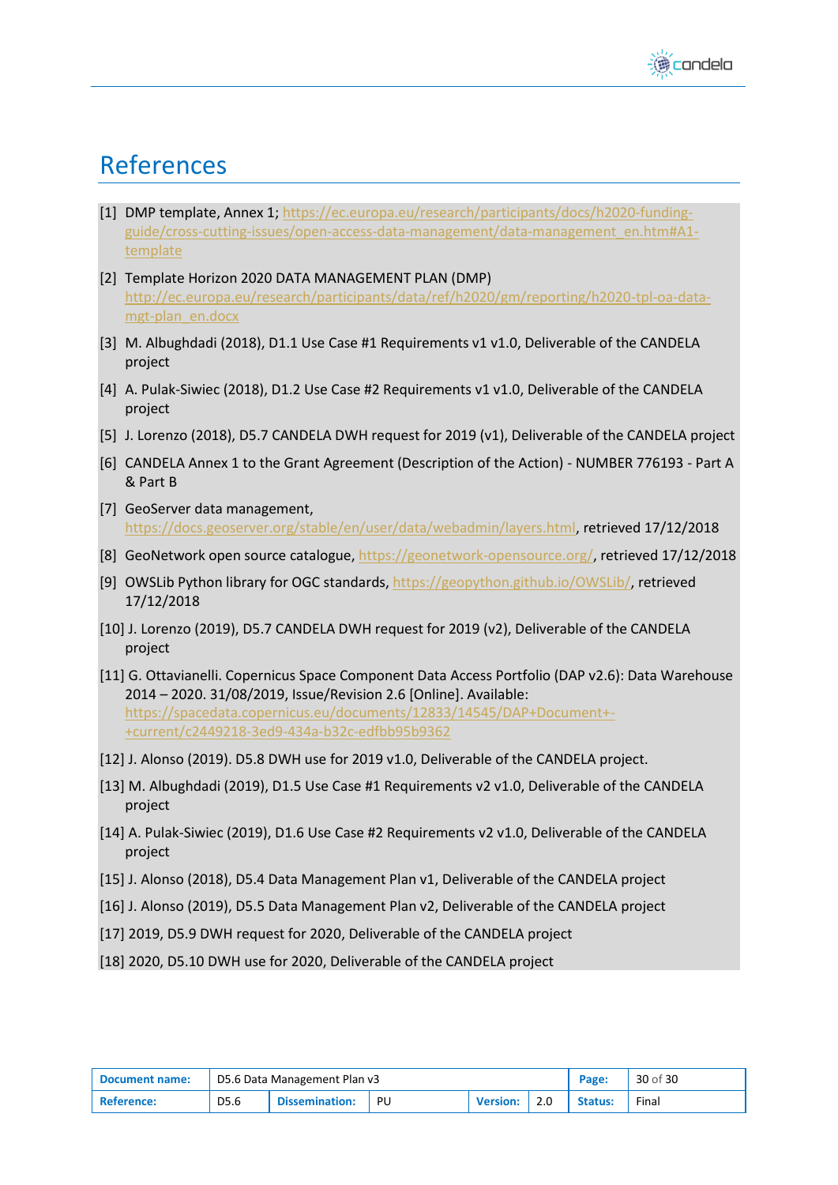# References

[1] DMP template, Annex 1; https://ec.europa.eu/research/participants/docs/h2020-funding-guide/cross-cutting-issues/open-access-data-management/data-management_en.htm#A1-template

[2] Template Horizon 2020 DATA MANAGEMENT PLAN (DMP) http://ec.europa.eu/research/participants/data/ref/h2020/gm/reporting/h2020-tpl-oa-data-mgt-plan_en.docx

[3] M. Albughdadi (2018), D1.1 Use Case #1 Requirements v1 v1.0, Deliverable of the CANDELA project

[4] A. Pulak-Siwiec (2018), D1.2 Use Case #2 Requirements v1 v1.0, Deliverable of the CANDELA project

[5] J. Lorenzo (2018), D5.7 CANDELA DWH request for 2019 (v1), Deliverable of the CANDELA project

[6] CANDELA Annex 1 to the Grant Agreement (Description of the Action) - NUMBER 776193 - Part A & Part B

[7] GeoServer data management, https://docs.geoserver.org/stable/en/user/data/webadmin/layers.html, retrieved 17/12/2018

[8] GeoNetwork open source catalogue, https://geonetwork-opensource.org/, retrieved 17/12/2018

[9] OWSLib Python library for OGC standards, https://geopython.github.io/OWSLib/, retrieved 17/12/2018

[10] J. Lorenzo (2019), D5.7 CANDELA DWH request for 2019 (v2), Deliverable of the CANDELA project

[11] G. Ottavianelli. Copernicus Space Component Data Access Portfolio (DAP v2.6): Data Warehouse 2014 – 2020. 31/08/2019, Issue/Revision 2.6 [Online]. Available: https://spacedata.copernicus.eu/documents/12833/14545/DAP+Document+-+current/c2449218-3ed9-434a-b32c-edfbb95b9362

[12] J. Alonso (2019). D5.8 DWH use for 2019 v1.0, Deliverable of the CANDELA project.

[13] M. Albughdadi (2019), D1.5 Use Case #1 Requirements v2 v1.0, Deliverable of the CANDELA project

[14] A. Pulak-Siwiec (2019), D1.6 Use Case #2 Requirements v2 v1.0, Deliverable of the CANDELA project

[15] J. Alonso (2018), D5.4 Data Management Plan v1, Deliverable of the CANDELA project

[16] J. Alonso (2019), D5.5 Data Management Plan v2, Deliverable of the CANDELA project

[17] 2019, D5.9 DWH request for 2020, Deliverable of the CANDELA project

[18] 2020, D5.10 DWH use for 2020, Deliverable of the CANDELA project